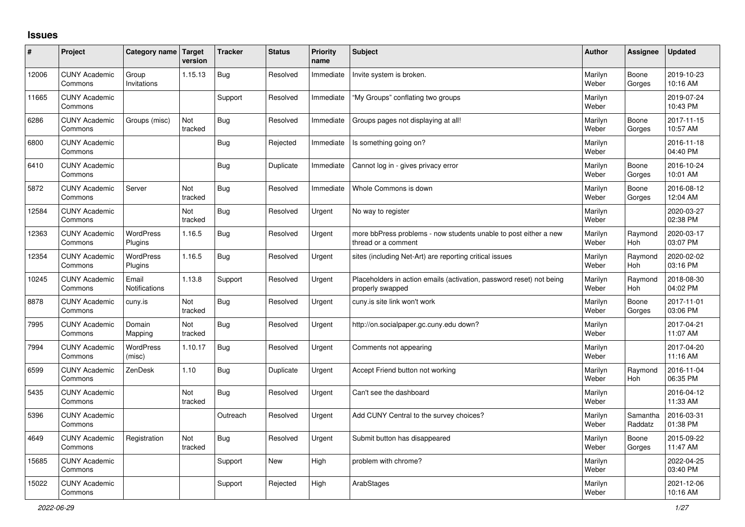# Issues

| # | Project | Category name | Target version | Tracker | Status | Priority name | Subject | Author | Assignee | Updated |
|---|---|---|---|---|---|---|---|---|---|---|
| 12006 | CUNY Academic Commons | Group Invitations | 1.15.13 | Bug | Resolved | Immediate | Invite system is broken. | Marilyn Weber | Boone Gorges | 2019-10-23 10:16 AM |
| 11665 | CUNY Academic Commons | | | Support | Resolved | Immediate | "My Groups" conflating two groups | Marilyn Weber | | 2019-07-24 10:43 PM |
| 6286 | CUNY Academic Commons | Groups (misc) | Not tracked | Bug | Resolved | Immediate | Groups pages not displaying at all! | Marilyn Weber | Boone Gorges | 2017-11-15 10:57 AM |
| 6800 | CUNY Academic Commons | | | Bug | Rejected | Immediate | Is something going on? | Marilyn Weber | | 2016-11-18 04:40 PM |
| 6410 | CUNY Academic Commons | | | Bug | Duplicate | Immediate | Cannot log in - gives privacy error | Marilyn Weber | Boone Gorges | 2016-10-24 10:01 AM |
| 5872 | CUNY Academic Commons | Server | Not tracked | Bug | Resolved | Immediate | Whole Commons is down | Marilyn Weber | Boone Gorges | 2016-08-12 12:04 AM |
| 12584 | CUNY Academic Commons | | Not tracked | Bug | Resolved | Urgent | No way to register | Marilyn Weber | | 2020-03-27 02:38 PM |
| 12363 | CUNY Academic Commons | WordPress Plugins | 1.16.5 | Bug | Resolved | Urgent | more bbPress problems - now students unable to post either a new thread or a comment | Marilyn Weber | Raymond Hoh | 2020-03-17 03:07 PM |
| 12354 | CUNY Academic Commons | WordPress Plugins | 1.16.5 | Bug | Resolved | Urgent | sites (including Net-Art) are reporting critical issues | Marilyn Weber | Raymond Hoh | 2020-02-02 03:16 PM |
| 10245 | CUNY Academic Commons | Email Notifications | 1.13.8 | Support | Resolved | Urgent | Placeholders in action emails (activation, password reset) not being properly swapped | Marilyn Weber | Raymond Hoh | 2018-08-30 04:02 PM |
| 8878 | CUNY Academic Commons | cuny.is | Not tracked | Bug | Resolved | Urgent | cuny.is site link won't work | Marilyn Weber | Boone Gorges | 2017-11-01 03:06 PM |
| 7995 | CUNY Academic Commons | Domain Mapping | Not tracked | Bug | Resolved | Urgent | http://on.socialpaper.gc.cuny.edu down? | Marilyn Weber | | 2017-04-21 11:07 AM |
| 7994 | CUNY Academic Commons | WordPress (misc) | 1.10.17 | Bug | Resolved | Urgent | Comments not appearing | Marilyn Weber | | 2017-04-20 11:16 AM |
| 6599 | CUNY Academic Commons | ZenDesk | 1.10 | Bug | Duplicate | Urgent | Accept Friend button not working | Marilyn Weber | Raymond Hoh | 2016-11-04 06:35 PM |
| 5435 | CUNY Academic Commons | | Not tracked | Bug | Resolved | Urgent | Can't see the dashboard | Marilyn Weber | | 2016-04-12 11:33 AM |
| 5396 | CUNY Academic Commons | | | Outreach | Resolved | Urgent | Add CUNY Central to the survey choices? | Marilyn Weber | Samantha Raddatz | 2016-03-31 01:38 PM |
| 4649 | CUNY Academic Commons | Registration | Not tracked | Bug | Resolved | Urgent | Submit button has disappeared | Marilyn Weber | Boone Gorges | 2015-09-22 11:47 AM |
| 15685 | CUNY Academic Commons | | | Support | New | High | problem with chrome? | Marilyn Weber | | 2022-04-25 03:40 PM |
| 15022 | CUNY Academic Commons | | | Support | Rejected | High | ArabStages | Marilyn Weber | | 2021-12-06 10:16 AM |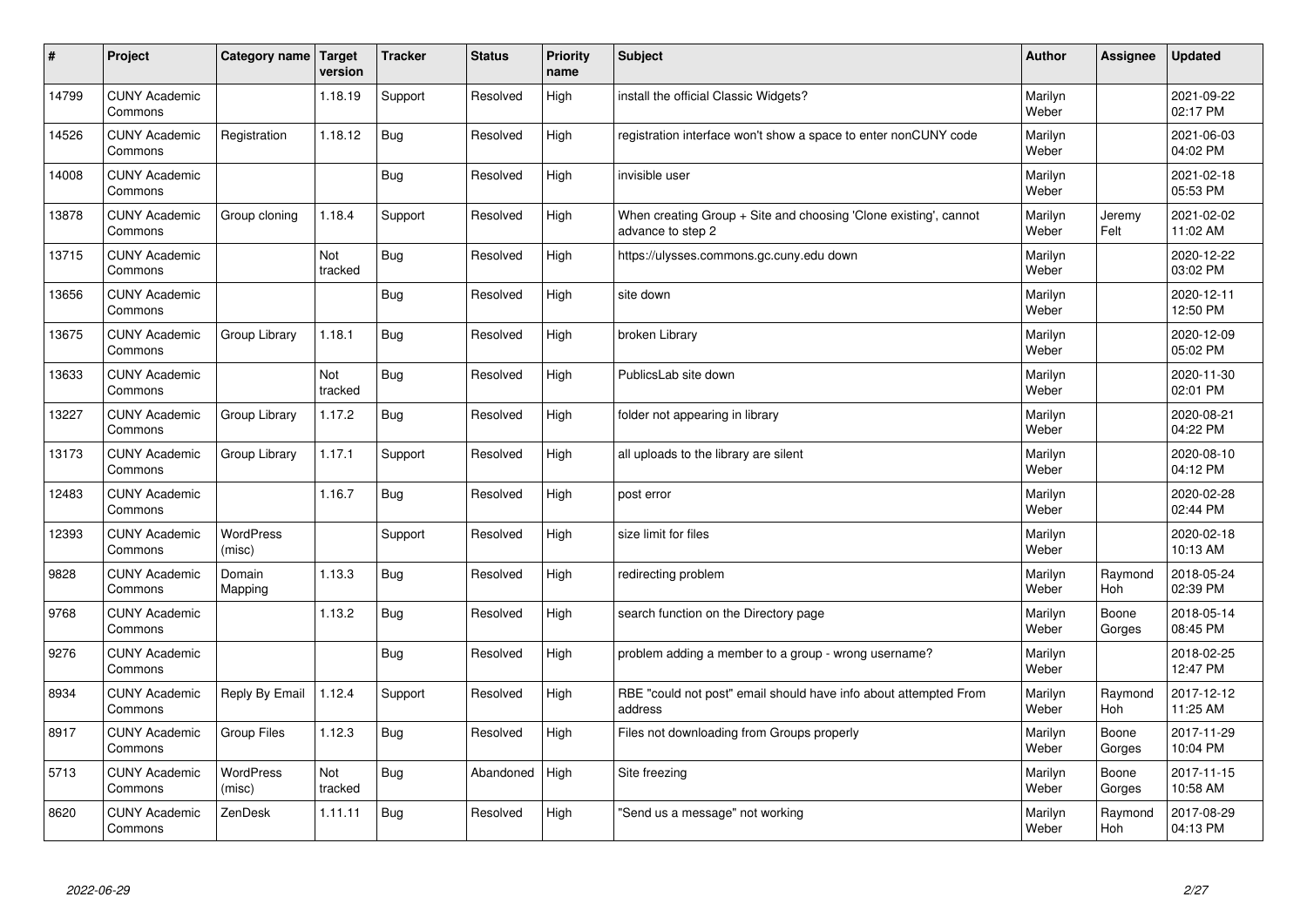| # | Project | Category name | Target version | Tracker | Status | Priority name | Subject | Author | Assignee | Updated |
|---|---|---|---|---|---|---|---|---|---|---|
| 14799 | CUNY Academic Commons | | 1.18.19 | Support | Resolved | High | install the official Classic Widgets? | Marilyn Weber | | 2021-09-22 02:17 PM |
| 14526 | CUNY Academic Commons | Registration | 1.18.12 | Bug | Resolved | High | registration interface won't show a space to enter nonCUNY code | Marilyn Weber | | 2021-06-03 04:02 PM |
| 14008 | CUNY Academic Commons | | | Bug | Resolved | High | invisible user | Marilyn Weber | | 2021-02-18 05:53 PM |
| 13878 | CUNY Academic Commons | Group cloning | 1.18.4 | Support | Resolved | High | When creating Group + Site and choosing 'Clone existing', cannot advance to step 2 | Marilyn Weber | Jeremy Felt | 2021-02-02 11:02 AM |
| 13715 | CUNY Academic Commons | | Not tracked | Bug | Resolved | High | https://ulysses.commons.gc.cuny.edu down | Marilyn Weber | | 2020-12-22 03:02 PM |
| 13656 | CUNY Academic Commons | | | Bug | Resolved | High | site down | Marilyn Weber | | 2020-12-11 12:50 PM |
| 13675 | CUNY Academic Commons | Group Library | 1.18.1 | Bug | Resolved | High | broken Library | Marilyn Weber | | 2020-12-09 05:02 PM |
| 13633 | CUNY Academic Commons | | Not tracked | Bug | Resolved | High | PublicsLab site down | Marilyn Weber | | 2020-11-30 02:01 PM |
| 13227 | CUNY Academic Commons | Group Library | 1.17.2 | Bug | Resolved | High | folder not appearing in library | Marilyn Weber | | 2020-08-21 04:22 PM |
| 13173 | CUNY Academic Commons | Group Library | 1.17.1 | Support | Resolved | High | all uploads to the library are silent | Marilyn Weber | | 2020-08-10 04:12 PM |
| 12483 | CUNY Academic Commons | | 1.16.7 | Bug | Resolved | High | post error | Marilyn Weber | | 2020-02-28 02:44 PM |
| 12393 | CUNY Academic Commons | WordPress (misc) | | Support | Resolved | High | size limit for files | Marilyn Weber | | 2020-02-18 10:13 AM |
| 9828 | CUNY Academic Commons | Domain Mapping | 1.13.3 | Bug | Resolved | High | redirecting problem | Marilyn Weber | Raymond Hoh | 2018-05-24 02:39 PM |
| 9768 | CUNY Academic Commons | | 1.13.2 | Bug | Resolved | High | search function on the Directory page | Marilyn Weber | Boone Gorges | 2018-05-14 08:45 PM |
| 9276 | CUNY Academic Commons | | | Bug | Resolved | High | problem adding a member to a group - wrong username? | Marilyn Weber | | 2018-02-25 12:47 PM |
| 8934 | CUNY Academic Commons | Reply By Email | 1.12.4 | Support | Resolved | High | RBE "could not post" email should have info about attempted From address | Marilyn Weber | Raymond Hoh | 2017-12-12 11:25 AM |
| 8917 | CUNY Academic Commons | Group Files | 1.12.3 | Bug | Resolved | High | Files not downloading from Groups properly | Marilyn Weber | Boone Gorges | 2017-11-29 10:04 PM |
| 5713 | CUNY Academic Commons | WordPress (misc) | Not tracked | Bug | Abandoned | High | Site freezing | Marilyn Weber | Boone Gorges | 2017-11-15 10:58 AM |
| 8620 | CUNY Academic Commons | ZenDesk | 1.11.11 | Bug | Resolved | High | "Send us a message" not working | Marilyn Weber | Raymond Hoh | 2017-08-29 04:13 PM |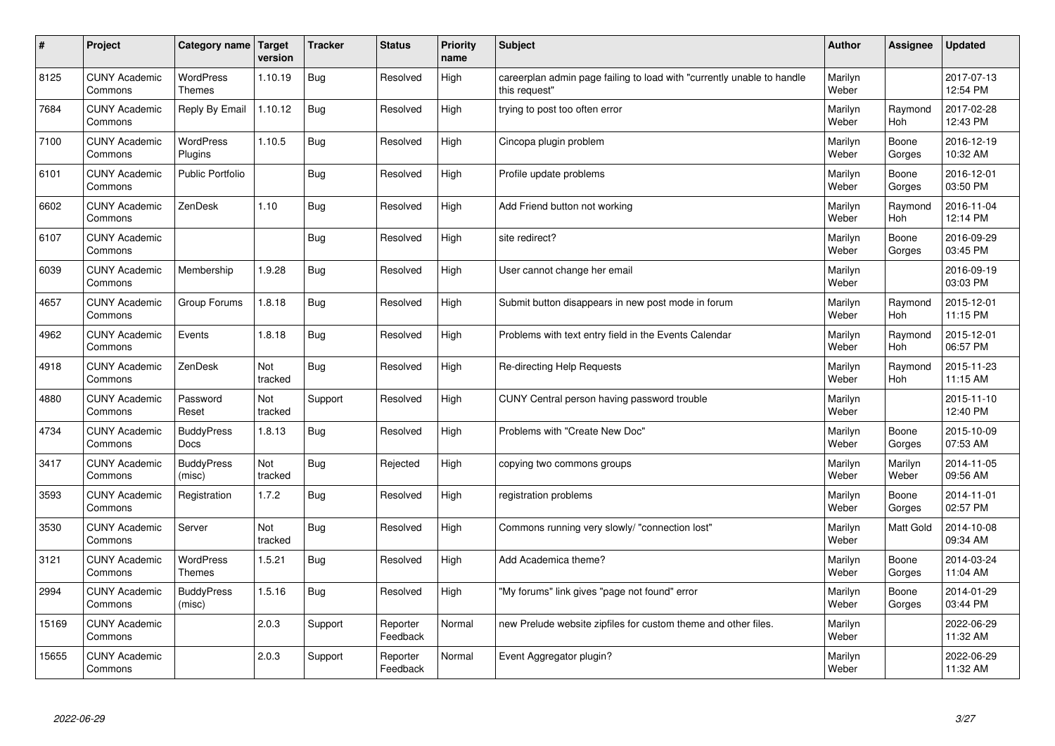| # | Project | Category name | Target version | Tracker | Status | Priority name | Subject | Author | Assignee | Updated |
|---|---|---|---|---|---|---|---|---|---|---|
| 8125 | CUNY Academic Commons | WordPress Themes | 1.10.19 | Bug | Resolved | High | careerplan admin page failing to load with "currently unable to handle this request" | Marilyn Weber | | 2017-07-13 12:54 PM |
| 7684 | CUNY Academic Commons | Reply By Email | 1.10.12 | Bug | Resolved | High | trying to post too often error | Marilyn Weber | Raymond Hoh | 2017-02-28 12:43 PM |
| 7100 | CUNY Academic Commons | WordPress Plugins | 1.10.5 | Bug | Resolved | High | Cincopa plugin problem | Marilyn Weber | Boone Gorges | 2016-12-19 10:32 AM |
| 6101 | CUNY Academic Commons | Public Portfolio | | Bug | Resolved | High | Profile update problems | Marilyn Weber | Boone Gorges | 2016-12-01 03:50 PM |
| 6602 | CUNY Academic Commons | ZenDesk | 1.10 | Bug | Resolved | High | Add Friend button not working | Marilyn Weber | Raymond Hoh | 2016-11-04 12:14 PM |
| 6107 | CUNY Academic Commons | | | Bug | Resolved | High | site redirect? | Marilyn Weber | Boone Gorges | 2016-09-29 03:45 PM |
| 6039 | CUNY Academic Commons | Membership | 1.9.28 | Bug | Resolved | High | User cannot change her email | Marilyn Weber | | 2016-09-19 03:03 PM |
| 4657 | CUNY Academic Commons | Group Forums | 1.8.18 | Bug | Resolved | High | Submit button disappears in new post mode in forum | Marilyn Weber | Raymond Hoh | 2015-12-01 11:15 PM |
| 4962 | CUNY Academic Commons | Events | 1.8.18 | Bug | Resolved | High | Problems with text entry field in the Events Calendar | Marilyn Weber | Raymond Hoh | 2015-12-01 06:57 PM |
| 4918 | CUNY Academic Commons | ZenDesk | Not tracked | Bug | Resolved | High | Re-directing Help Requests | Marilyn Weber | Raymond Hoh | 2015-11-23 11:15 AM |
| 4880 | CUNY Academic Commons | Password Reset | Not tracked | Support | Resolved | High | CUNY Central person having password trouble | Marilyn Weber | | 2015-11-10 12:40 PM |
| 4734 | CUNY Academic Commons | BuddyPress Docs | 1.8.13 | Bug | Resolved | High | Problems with "Create New Doc" | Marilyn Weber | Boone Gorges | 2015-10-09 07:53 AM |
| 3417 | CUNY Academic Commons | BuddyPress (misc) | Not tracked | Bug | Rejected | High | copying two commons groups | Marilyn Weber | Marilyn Weber | 2014-11-05 09:56 AM |
| 3593 | CUNY Academic Commons | Registration | 1.7.2 | Bug | Resolved | High | registration problems | Marilyn Weber | Boone Gorges | 2014-11-01 02:57 PM |
| 3530 | CUNY Academic Commons | Server | Not tracked | Bug | Resolved | High | Commons running very slowly/ "connection lost" | Marilyn Weber | Matt Gold | 2014-10-08 09:34 AM |
| 3121 | CUNY Academic Commons | WordPress Themes | 1.5.21 | Bug | Resolved | High | Add Academica theme? | Marilyn Weber | Boone Gorges | 2014-03-24 11:04 AM |
| 2994 | CUNY Academic Commons | BuddyPress (misc) | 1.5.16 | Bug | Resolved | High | "My forums" link gives "page not found" error | Marilyn Weber | Boone Gorges | 2014-01-29 03:44 PM |
| 15169 | CUNY Academic Commons | | 2.0.3 | Support | Reporter Feedback | Normal | new Prelude website zipfiles for custom theme and other files. | Marilyn Weber | | 2022-06-29 11:32 AM |
| 15655 | CUNY Academic Commons | | 2.0.3 | Support | Reporter Feedback | Normal | Event Aggregator plugin? | Marilyn Weber | | 2022-06-29 11:32 AM |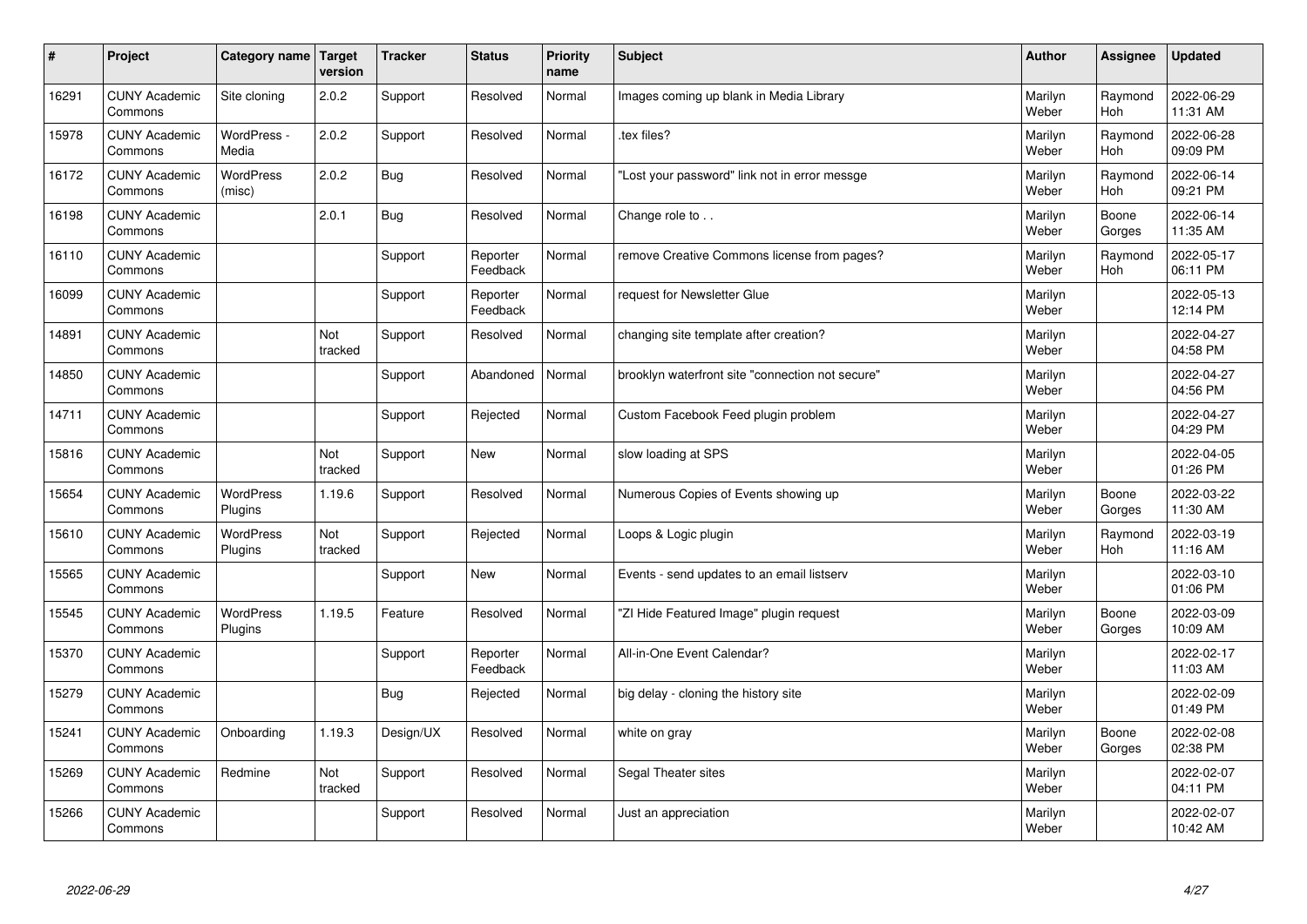| # | Project | Category name | Target version | Tracker | Status | Priority name | Subject | Author | Assignee | Updated |
|---|---|---|---|---|---|---|---|---|---|---|
| 16291 | CUNY Academic Commons | Site cloning | 2.0.2 | Support | Resolved | Normal | Images coming up blank in Media Library | Marilyn Weber | Raymond Hoh | 2022-06-29 11:31 AM |
| 15978 | CUNY Academic Commons | WordPress - Media | 2.0.2 | Support | Resolved | Normal | .tex files? | Marilyn Weber | Raymond Hoh | 2022-06-28 09:09 PM |
| 16172 | CUNY Academic Commons | WordPress (misc) | 2.0.2 | Bug | Resolved | Normal | "Lost your password" link not in error messge | Marilyn Weber | Raymond Hoh | 2022-06-14 09:21 PM |
| 16198 | CUNY Academic Commons | | 2.0.1 | Bug | Resolved | Normal | Change role to . . | Marilyn Weber | Boone Gorges | 2022-06-14 11:35 AM |
| 16110 | CUNY Academic Commons | | | Support | Reporter Feedback | Normal | remove Creative Commons license from pages? | Marilyn Weber | Raymond Hoh | 2022-05-17 06:11 PM |
| 16099 | CUNY Academic Commons | | | Support | Reporter Feedback | Normal | request for Newsletter Glue | Marilyn Weber | | 2022-05-13 12:14 PM |
| 14891 | CUNY Academic Commons | | Not tracked | Support | Resolved | Normal | changing site template after creation? | Marilyn Weber | | 2022-04-27 04:58 PM |
| 14850 | CUNY Academic Commons | | | Support | Abandoned | Normal | brooklyn waterfront site "connection not secure" | Marilyn Weber | | 2022-04-27 04:56 PM |
| 14711 | CUNY Academic Commons | | | Support | Rejected | Normal | Custom Facebook Feed plugin problem | Marilyn Weber | | 2022-04-27 04:29 PM |
| 15816 | CUNY Academic Commons | | Not tracked | Support | New | Normal | slow loading at SPS | Marilyn Weber | | 2022-04-05 01:26 PM |
| 15654 | CUNY Academic Commons | WordPress Plugins | 1.19.6 | Support | Resolved | Normal | Numerous Copies of Events showing up | Marilyn Weber | Boone Gorges | 2022-03-22 11:30 AM |
| 15610 | CUNY Academic Commons | WordPress Plugins | Not tracked | Support | Rejected | Normal | Loops & Logic plugin | Marilyn Weber | Raymond Hoh | 2022-03-19 11:16 AM |
| 15565 | CUNY Academic Commons | | | Support | New | Normal | Events - send updates to an email listserv | Marilyn Weber | | 2022-03-10 01:06 PM |
| 15545 | CUNY Academic Commons | WordPress Plugins | 1.19.5 | Feature | Resolved | Normal | "ZI Hide Featured Image" plugin request | Marilyn Weber | Boone Gorges | 2022-03-09 10:09 AM |
| 15370 | CUNY Academic Commons | | | Support | Reporter Feedback | Normal | All-in-One Event Calendar? | Marilyn Weber | | 2022-02-17 11:03 AM |
| 15279 | CUNY Academic Commons | | | Bug | Rejected | Normal | big delay - cloning the history site | Marilyn Weber | | 2022-02-09 01:49 PM |
| 15241 | CUNY Academic Commons | Onboarding | 1.19.3 | Design/UX | Resolved | Normal | white on gray | Marilyn Weber | Boone Gorges | 2022-02-08 02:38 PM |
| 15269 | CUNY Academic Commons | Redmine | Not tracked | Support | Resolved | Normal | Segal Theater sites | Marilyn Weber | | 2022-02-07 04:11 PM |
| 15266 | CUNY Academic Commons | | | Support | Resolved | Normal | Just an appreciation | Marilyn Weber | | 2022-02-07 10:42 AM |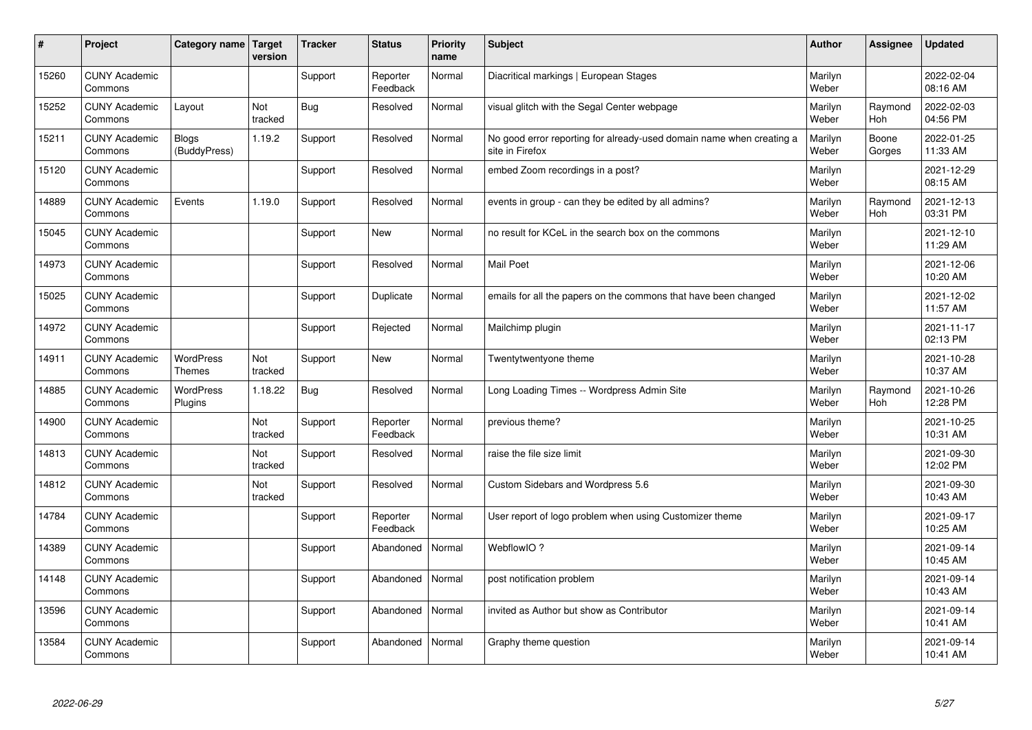| # | Project | Category name | Target version | Tracker | Status | Priority name | Subject | Author | Assignee | Updated |
|---|---|---|---|---|---|---|---|---|---|---|
| 15260 | CUNY Academic Commons | | | Support | Reporter Feedback | Normal | Diacritical markings \| European Stages | Marilyn Weber | | 2022-02-04 08:16 AM |
| 15252 | CUNY Academic Commons | Layout | Not tracked | Bug | Resolved | Normal | visual glitch with the Segal Center webpage | Marilyn Weber | Raymond Hoh | 2022-02-03 04:56 PM |
| 15211 | CUNY Academic Commons | Blogs (BuddyPress) | 1.19.2 | Support | Resolved | Normal | No good error reporting for already-used domain name when creating a site in Firefox | Marilyn Weber | Boone Gorges | 2022-01-25 11:33 AM |
| 15120 | CUNY Academic Commons | | | Support | Resolved | Normal | embed Zoom recordings in a post? | Marilyn Weber | | 2021-12-29 08:15 AM |
| 14889 | CUNY Academic Commons | Events | 1.19.0 | Support | Resolved | Normal | events in group - can they be edited by all admins? | Marilyn Weber | Raymond Hoh | 2021-12-13 03:31 PM |
| 15045 | CUNY Academic Commons | | | Support | New | Normal | no result for KCeL in the search box on the commons | Marilyn Weber | | 2021-12-10 11:29 AM |
| 14973 | CUNY Academic Commons | | | Support | Resolved | Normal | Mail Poet | Marilyn Weber | | 2021-12-06 10:20 AM |
| 15025 | CUNY Academic Commons | | | Support | Duplicate | Normal | emails for all the papers on the commons that have been changed | Marilyn Weber | | 2021-12-02 11:57 AM |
| 14972 | CUNY Academic Commons | | | Support | Rejected | Normal | Mailchimp plugin | Marilyn Weber | | 2021-11-17 02:13 PM |
| 14911 | CUNY Academic Commons | WordPress Themes | Not tracked | Support | New | Normal | Twentytwentyone theme | Marilyn Weber | | 2021-10-28 10:37 AM |
| 14885 | CUNY Academic Commons | WordPress Plugins | 1.18.22 | Bug | Resolved | Normal | Long Loading Times -- Wordpress Admin Site | Marilyn Weber | Raymond Hoh | 2021-10-26 12:28 PM |
| 14900 | CUNY Academic Commons | | Not tracked | Support | Reporter Feedback | Normal | previous theme? | Marilyn Weber | | 2021-10-25 10:31 AM |
| 14813 | CUNY Academic Commons | | Not tracked | Support | Resolved | Normal | raise the file size limit | Marilyn Weber | | 2021-09-30 12:02 PM |
| 14812 | CUNY Academic Commons | | Not tracked | Support | Resolved | Normal | Custom Sidebars and Wordpress 5.6 | Marilyn Weber | | 2021-09-30 10:43 AM |
| 14784 | CUNY Academic Commons | | | Support | Reporter Feedback | Normal | User report of logo problem when using Customizer theme | Marilyn Weber | | 2021-09-17 10:25 AM |
| 14389 | CUNY Academic Commons | | | Support | Abandoned | Normal | WebflowIO ? | Marilyn Weber | | 2021-09-14 10:45 AM |
| 14148 | CUNY Academic Commons | | | Support | Abandoned | Normal | post notification problem | Marilyn Weber | | 2021-09-14 10:43 AM |
| 13596 | CUNY Academic Commons | | | Support | Abandoned | Normal | invited as Author but show as Contributor | Marilyn Weber | | 2021-09-14 10:41 AM |
| 13584 | CUNY Academic Commons | | | Support | Abandoned | Normal | Graphy theme question | Marilyn Weber | | 2021-09-14 10:41 AM |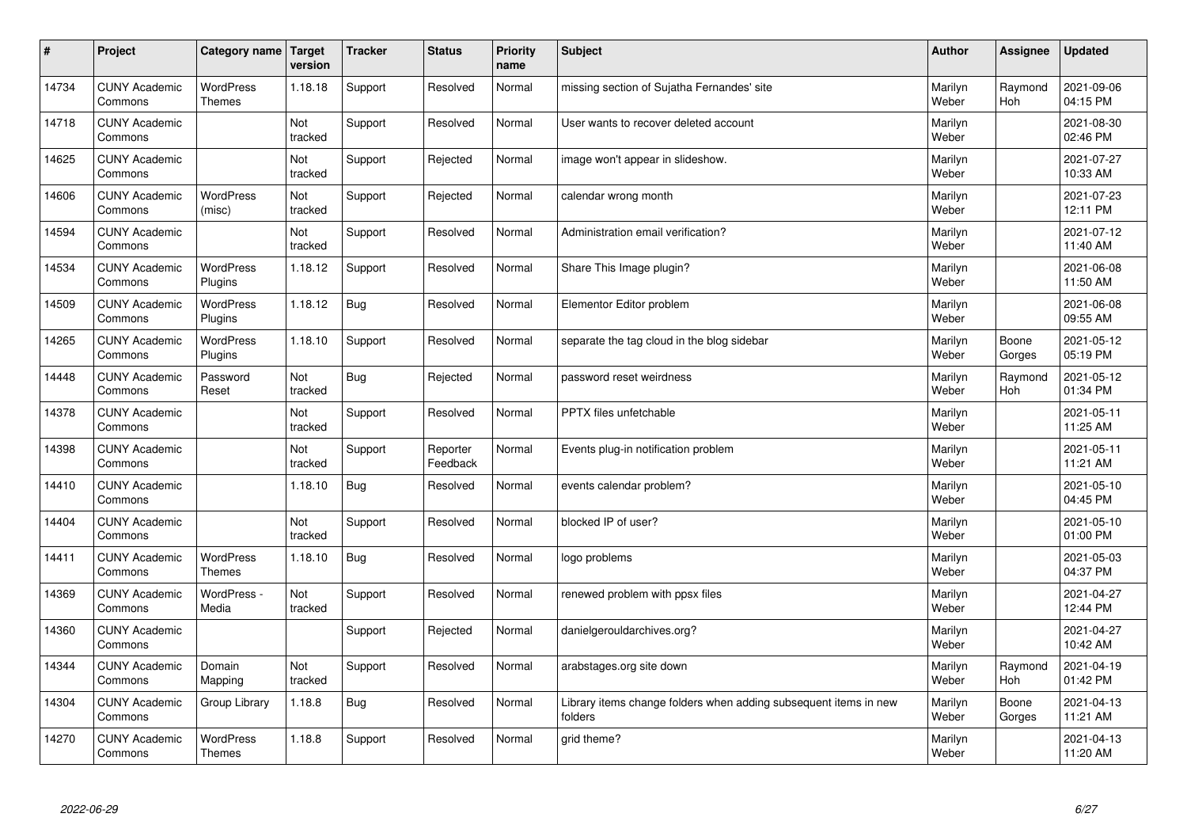| # | Project | Category name | Target version | Tracker | Status | Priority name | Subject | Author | Assignee | Updated |
|---|---|---|---|---|---|---|---|---|---|---|
| 14734 | CUNY Academic Commons | WordPress Themes | 1.18.18 | Support | Resolved | Normal | missing section of Sujatha Fernandes' site | Marilyn Weber | Raymond Hoh | 2021-09-06 04:15 PM |
| 14718 | CUNY Academic Commons | | Not tracked | Support | Resolved | Normal | User wants to recover deleted account | Marilyn Weber | | 2021-08-30 02:46 PM |
| 14625 | CUNY Academic Commons | | Not tracked | Support | Rejected | Normal | image won't appear in slideshow. | Marilyn Weber | | 2021-07-27 10:33 AM |
| 14606 | CUNY Academic Commons | WordPress (misc) | Not tracked | Support | Rejected | Normal | calendar wrong month | Marilyn Weber | | 2021-07-23 12:11 PM |
| 14594 | CUNY Academic Commons | | Not tracked | Support | Resolved | Normal | Administration email verification? | Marilyn Weber | | 2021-07-12 11:40 AM |
| 14534 | CUNY Academic Commons | WordPress Plugins | 1.18.12 | Support | Resolved | Normal | Share This Image plugin? | Marilyn Weber | | 2021-06-08 11:50 AM |
| 14509 | CUNY Academic Commons | WordPress Plugins | 1.18.12 | Bug | Resolved | Normal | Elementor Editor problem | Marilyn Weber | | 2021-06-08 09:55 AM |
| 14265 | CUNY Academic Commons | WordPress Plugins | 1.18.10 | Support | Resolved | Normal | separate the tag cloud in the blog sidebar | Marilyn Weber | Boone Gorges | 2021-05-12 05:19 PM |
| 14448 | CUNY Academic Commons | Password Reset | Not tracked | Bug | Rejected | Normal | password reset weirdness | Marilyn Weber | Raymond Hoh | 2021-05-12 01:34 PM |
| 14378 | CUNY Academic Commons | | Not tracked | Support | Resolved | Normal | PPTX files unfetchable | Marilyn Weber | | 2021-05-11 11:25 AM |
| 14398 | CUNY Academic Commons | | Not tracked | Support | Reporter Feedback | Normal | Events plug-in notification problem | Marilyn Weber | | 2021-05-11 11:21 AM |
| 14410 | CUNY Academic Commons | | 1.18.10 | Bug | Resolved | Normal | events calendar problem? | Marilyn Weber | | 2021-05-10 04:45 PM |
| 14404 | CUNY Academic Commons | | Not tracked | Support | Resolved | Normal | blocked IP of user? | Marilyn Weber | | 2021-05-10 01:00 PM |
| 14411 | CUNY Academic Commons | WordPress Themes | 1.18.10 | Bug | Resolved | Normal | logo problems | Marilyn Weber | | 2021-05-03 04:37 PM |
| 14369 | CUNY Academic Commons | WordPress - Media | Not tracked | Support | Resolved | Normal | renewed problem with ppsx files | Marilyn Weber | | 2021-04-27 12:44 PM |
| 14360 | CUNY Academic Commons | | | Support | Rejected | Normal | danielgerouldarchives.org? | Marilyn Weber | | 2021-04-27 10:42 AM |
| 14344 | CUNY Academic Commons | Domain Mapping | Not tracked | Support | Resolved | Normal | arabstages.org site down | Marilyn Weber | Raymond Hoh | 2021-04-19 01:42 PM |
| 14304 | CUNY Academic Commons | Group Library | 1.18.8 | Bug | Resolved | Normal | Library items change folders when adding subsequent items in new folders | Marilyn Weber | Boone Gorges | 2021-04-13 11:21 AM |
| 14270 | CUNY Academic Commons | WordPress Themes | 1.18.8 | Support | Resolved | Normal | grid theme? | Marilyn Weber | | 2021-04-13 11:20 AM |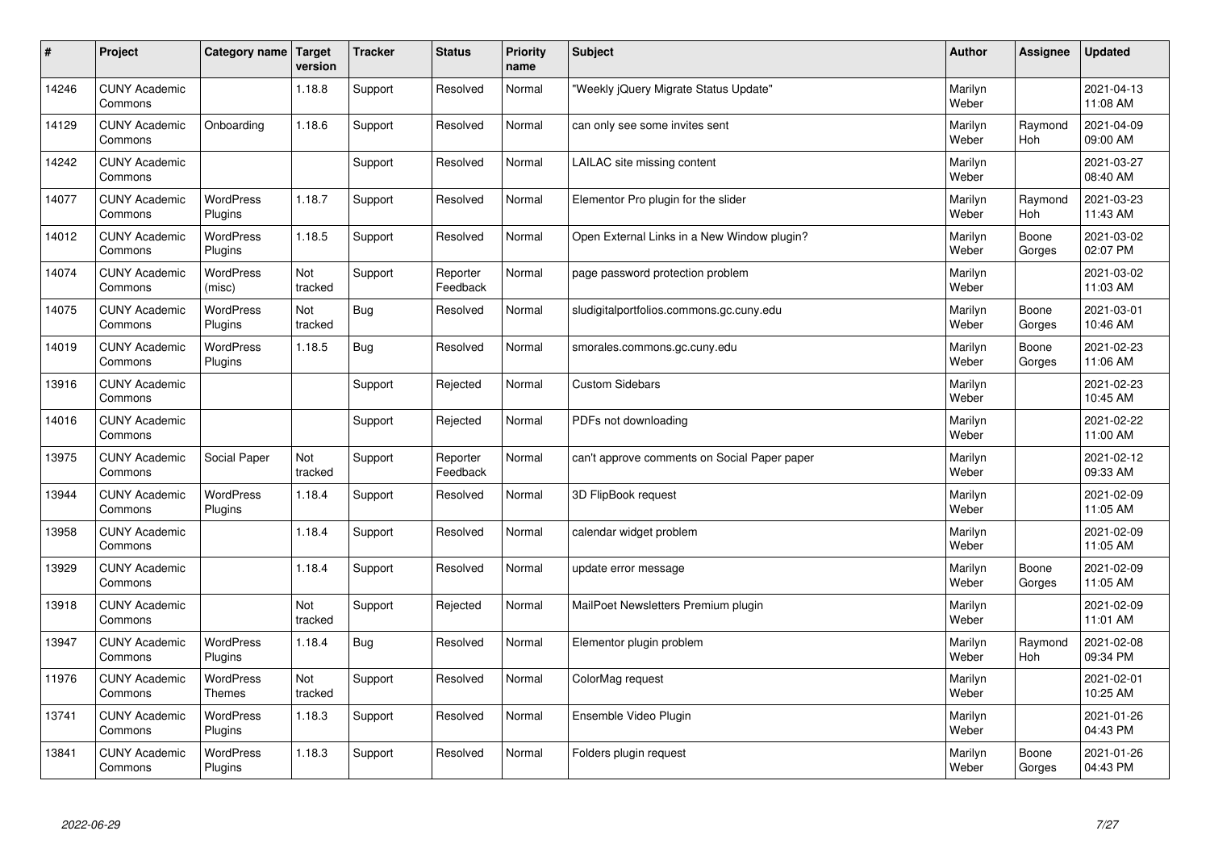| # | Project | Category name | Target version | Tracker | Status | Priority name | Subject | Author | Assignee | Updated |
|---|---|---|---|---|---|---|---|---|---|---|
| 14246 | CUNY Academic Commons | | 1.18.8 | Support | Resolved | Normal | "Weekly jQuery Migrate Status Update" | Marilyn Weber | | 2021-04-13 11:08 AM |
| 14129 | CUNY Academic Commons | Onboarding | 1.18.6 | Support | Resolved | Normal | can only see some invites sent | Marilyn Weber | Raymond Hoh | 2021-04-09 09:00 AM |
| 14242 | CUNY Academic Commons | | | Support | Resolved | Normal | LAILAC site missing content | Marilyn Weber | | 2021-03-27 08:40 AM |
| 14077 | CUNY Academic Commons | WordPress Plugins | 1.18.7 | Support | Resolved | Normal | Elementor Pro plugin for the slider | Marilyn Weber | Raymond Hoh | 2021-03-23 11:43 AM |
| 14012 | CUNY Academic Commons | WordPress Plugins | 1.18.5 | Support | Resolved | Normal | Open External Links in a New Window plugin? | Marilyn Weber | Boone Gorges | 2021-03-02 02:07 PM |
| 14074 | CUNY Academic Commons | WordPress (misc) | Not tracked | Support | Reporter Feedback | Normal | page password protection problem | Marilyn Weber | | 2021-03-02 11:03 AM |
| 14075 | CUNY Academic Commons | WordPress Plugins | Not tracked | Bug | Resolved | Normal | sludigitalportfolios.commons.gc.cuny.edu | Marilyn Weber | Boone Gorges | 2021-03-01 10:46 AM |
| 14019 | CUNY Academic Commons | WordPress Plugins | 1.18.5 | Bug | Resolved | Normal | smorales.commons.gc.cuny.edu | Marilyn Weber | Boone Gorges | 2021-02-23 11:06 AM |
| 13916 | CUNY Academic Commons | | | Support | Rejected | Normal | Custom Sidebars | Marilyn Weber | | 2021-02-23 10:45 AM |
| 14016 | CUNY Academic Commons | | | Support | Rejected | Normal | PDFs not downloading | Marilyn Weber | | 2021-02-22 11:00 AM |
| 13975 | CUNY Academic Commons | Social Paper | Not tracked | Support | Reporter Feedback | Normal | can't approve comments on Social Paper paper | Marilyn Weber | | 2021-02-12 09:33 AM |
| 13944 | CUNY Academic Commons | WordPress Plugins | 1.18.4 | Support | Resolved | Normal | 3D FlipBook request | Marilyn Weber | | 2021-02-09 11:05 AM |
| 13958 | CUNY Academic Commons | | 1.18.4 | Support | Resolved | Normal | calendar widget problem | Marilyn Weber | | 2021-02-09 11:05 AM |
| 13929 | CUNY Academic Commons | | 1.18.4 | Support | Resolved | Normal | update error message | Marilyn Weber | Boone Gorges | 2021-02-09 11:05 AM |
| 13918 | CUNY Academic Commons | | Not tracked | Support | Rejected | Normal | MailPoet Newsletters Premium plugin | Marilyn Weber | | 2021-02-09 11:01 AM |
| 13947 | CUNY Academic Commons | WordPress Plugins | 1.18.4 | Bug | Resolved | Normal | Elementor plugin problem | Marilyn Weber | Raymond Hoh | 2021-02-08 09:34 PM |
| 11976 | CUNY Academic Commons | WordPress Themes | Not tracked | Support | Resolved | Normal | ColorMag request | Marilyn Weber | | 2021-02-01 10:25 AM |
| 13741 | CUNY Academic Commons | WordPress Plugins | 1.18.3 | Support | Resolved | Normal | Ensemble Video Plugin | Marilyn Weber | | 2021-01-26 04:43 PM |
| 13841 | CUNY Academic Commons | WordPress Plugins | 1.18.3 | Support | Resolved | Normal | Folders plugin request | Marilyn Weber | Boone Gorges | 2021-01-26 04:43 PM |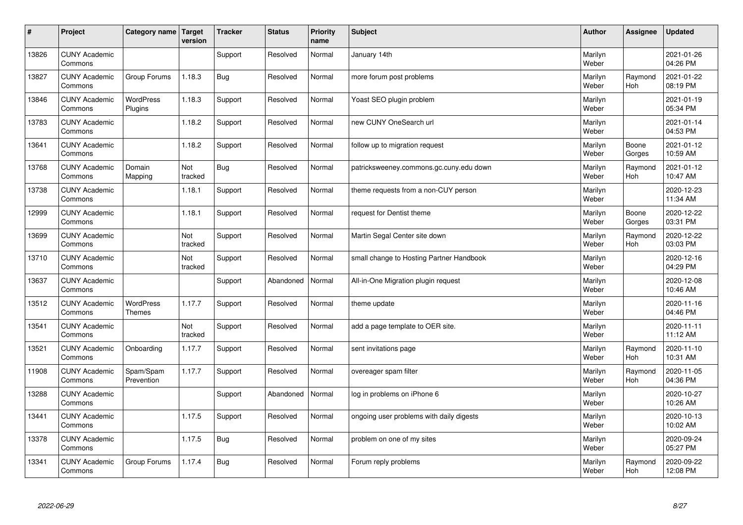| # | Project | Category name | Target version | Tracker | Status | Priority name | Subject | Author | Assignee | Updated |
|---|---|---|---|---|---|---|---|---|---|---|
| 13826 | CUNY Academic Commons | | | Support | Resolved | Normal | January 14th | Marilyn Weber | | 2021-01-26 04:26 PM |
| 13827 | CUNY Academic Commons | Group Forums | 1.18.3 | Bug | Resolved | Normal | more forum post problems | Marilyn Weber | Raymond Hoh | 2021-01-22 08:19 PM |
| 13846 | CUNY Academic Commons | WordPress Plugins | 1.18.3 | Support | Resolved | Normal | Yoast SEO plugin problem | Marilyn Weber | | 2021-01-19 05:34 PM |
| 13783 | CUNY Academic Commons | | 1.18.2 | Support | Resolved | Normal | new CUNY OneSearch url | Marilyn Weber | | 2021-01-14 04:53 PM |
| 13641 | CUNY Academic Commons | | 1.18.2 | Support | Resolved | Normal | follow up to migration request | Marilyn Weber | Boone Gorges | 2021-01-12 10:59 AM |
| 13768 | CUNY Academic Commons | Domain Mapping | Not tracked | Bug | Resolved | Normal | patricksweeney.commons.gc.cuny.edu down | Marilyn Weber | Raymond Hoh | 2021-01-12 10:47 AM |
| 13738 | CUNY Academic Commons | | 1.18.1 | Support | Resolved | Normal | theme requests from a non-CUY person | Marilyn Weber | | 2020-12-23 11:34 AM |
| 12999 | CUNY Academic Commons | | 1.18.1 | Support | Resolved | Normal | request for Dentist theme | Marilyn Weber | Boone Gorges | 2020-12-22 03:31 PM |
| 13699 | CUNY Academic Commons | | Not tracked | Support | Resolved | Normal | Martin Segal Center site down | Marilyn Weber | Raymond Hoh | 2020-12-22 03:03 PM |
| 13710 | CUNY Academic Commons | | Not tracked | Support | Resolved | Normal | small change to Hosting Partner Handbook | Marilyn Weber | | 2020-12-16 04:29 PM |
| 13637 | CUNY Academic Commons | | | Support | Abandoned | Normal | All-in-One Migration plugin request | Marilyn Weber | | 2020-12-08 10:46 AM |
| 13512 | CUNY Academic Commons | WordPress Themes | 1.17.7 | Support | Resolved | Normal | theme update | Marilyn Weber | | 2020-11-16 04:46 PM |
| 13541 | CUNY Academic Commons | | Not tracked | Support | Resolved | Normal | add a page template to OER site. | Marilyn Weber | | 2020-11-11 11:12 AM |
| 13521 | CUNY Academic Commons | Onboarding | 1.17.7 | Support | Resolved | Normal | sent invitations page | Marilyn Weber | Raymond Hoh | 2020-11-10 10:31 AM |
| 11908 | CUNY Academic Commons | Spam/Spam Prevention | 1.17.7 | Support | Resolved | Normal | overeager spam filter | Marilyn Weber | Raymond Hoh | 2020-11-05 04:36 PM |
| 13288 | CUNY Academic Commons | | | Support | Abandoned | Normal | log in problems on iPhone 6 | Marilyn Weber | | 2020-10-27 10:26 AM |
| 13441 | CUNY Academic Commons | | 1.17.5 | Support | Resolved | Normal | ongoing user problems with daily digests | Marilyn Weber | | 2020-10-13 10:02 AM |
| 13378 | CUNY Academic Commons | | 1.17.5 | Bug | Resolved | Normal | problem on one of my sites | Marilyn Weber | | 2020-09-24 05:27 PM |
| 13341 | CUNY Academic Commons | Group Forums | 1.17.4 | Bug | Resolved | Normal | Forum reply problems | Marilyn Weber | Raymond Hoh | 2020-09-22 12:08 PM |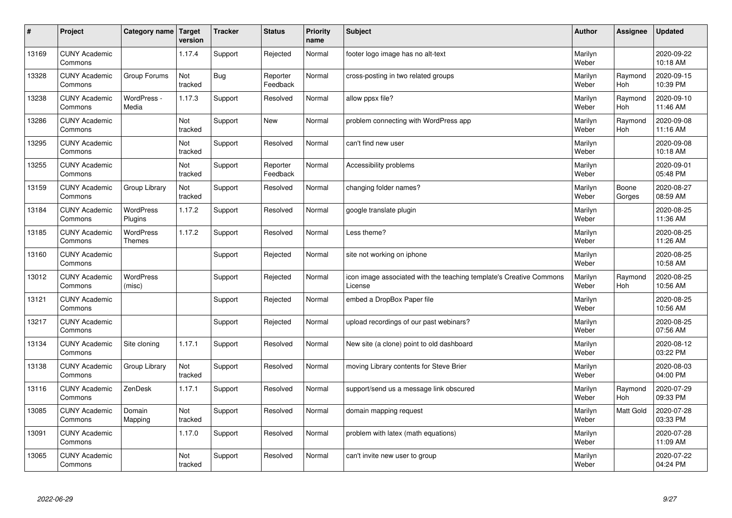| # | Project | Category name | Target version | Tracker | Status | Priority name | Subject | Author | Assignee | Updated |
|---|---|---|---|---|---|---|---|---|---|---|
| 13169 | CUNY Academic Commons | | 1.17.4 | Support | Rejected | Normal | footer logo image has no alt-text | Marilyn Weber | | 2020-09-22 10:18 AM |
| 13328 | CUNY Academic Commons | Group Forums | Not tracked | Bug | Reporter Feedback | Normal | cross-posting in two related groups | Marilyn Weber | Raymond Hoh | 2020-09-15 10:39 PM |
| 13238 | CUNY Academic Commons | WordPress - Media | 1.17.3 | Support | Resolved | Normal | allow ppsx file? | Marilyn Weber | Raymond Hoh | 2020-09-10 11:46 AM |
| 13286 | CUNY Academic Commons | | Not tracked | Support | New | Normal | problem connecting with WordPress app | Marilyn Weber | Raymond Hoh | 2020-09-08 11:16 AM |
| 13295 | CUNY Academic Commons | | Not tracked | Support | Resolved | Normal | can't find new user | Marilyn Weber | | 2020-09-08 10:18 AM |
| 13255 | CUNY Academic Commons | | Not tracked | Support | Reporter Feedback | Normal | Accessibility problems | Marilyn Weber | | 2020-09-01 05:48 PM |
| 13159 | CUNY Academic Commons | Group Library | Not tracked | Support | Resolved | Normal | changing folder names? | Marilyn Weber | Boone Gorges | 2020-08-27 08:59 AM |
| 13184 | CUNY Academic Commons | WordPress Plugins | 1.17.2 | Support | Resolved | Normal | google translate plugin | Marilyn Weber | | 2020-08-25 11:36 AM |
| 13185 | CUNY Academic Commons | WordPress Themes | 1.17.2 | Support | Resolved | Normal | Less theme? | Marilyn Weber | | 2020-08-25 11:26 AM |
| 13160 | CUNY Academic Commons | | | Support | Rejected | Normal | site not working on iphone | Marilyn Weber | | 2020-08-25 10:58 AM |
| 13012 | CUNY Academic Commons | WordPress (misc) | | Support | Rejected | Normal | icon image associated with the teaching template's Creative Commons License | Marilyn Weber | Raymond Hoh | 2020-08-25 10:56 AM |
| 13121 | CUNY Academic Commons | | | Support | Rejected | Normal | embed a DropBox Paper file | Marilyn Weber | | 2020-08-25 10:56 AM |
| 13217 | CUNY Academic Commons | | | Support | Rejected | Normal | upload recordings of our past webinars? | Marilyn Weber | | 2020-08-25 07:56 AM |
| 13134 | CUNY Academic Commons | Site cloning | 1.17.1 | Support | Resolved | Normal | New site (a clone) point to old dashboard | Marilyn Weber | | 2020-08-12 03:22 PM |
| 13138 | CUNY Academic Commons | Group Library | Not tracked | Support | Resolved | Normal | moving Library contents for Steve Brier | Marilyn Weber | | 2020-08-03 04:00 PM |
| 13116 | CUNY Academic Commons | ZenDesk | 1.17.1 | Support | Resolved | Normal | support/send us a message link obscured | Marilyn Weber | Raymond Hoh | 2020-07-29 09:33 PM |
| 13085 | CUNY Academic Commons | Domain Mapping | Not tracked | Support | Resolved | Normal | domain mapping request | Marilyn Weber | Matt Gold | 2020-07-28 03:33 PM |
| 13091 | CUNY Academic Commons | | 1.17.0 | Support | Resolved | Normal | problem with latex (math equations) | Marilyn Weber | | 2020-07-28 11:09 AM |
| 13065 | CUNY Academic Commons | | Not tracked | Support | Resolved | Normal | can't invite new user to group | Marilyn Weber | | 2020-07-22 04:24 PM |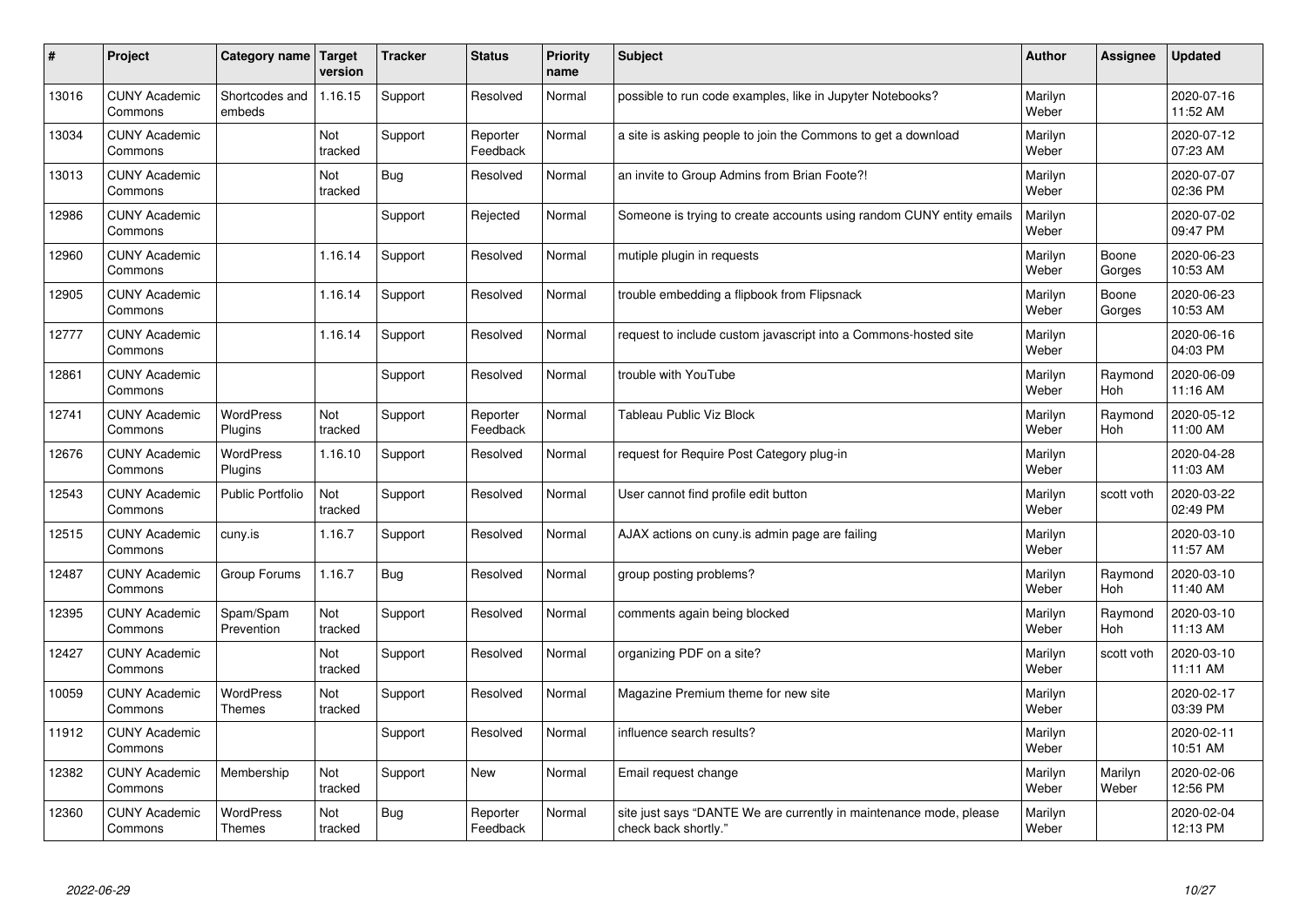| # | Project | Category name | Target version | Tracker | Status | Priority name | Subject | Author | Assignee | Updated |
|---|---|---|---|---|---|---|---|---|---|---|
| 13016 | CUNY Academic Commons | Shortcodes and embeds | 1.16.15 | Support | Resolved | Normal | possible to run code examples, like in Jupyter Notebooks? | Marilyn Weber | | 2020-07-16 11:52 AM |
| 13034 | CUNY Academic Commons | | Not tracked | Support | Reporter Feedback | Normal | a site is asking people to join the Commons to get a download | Marilyn Weber | | 2020-07-12 07:23 AM |
| 13013 | CUNY Academic Commons | | Not tracked | Bug | Resolved | Normal | an invite to Group Admins from Brian Foote?! | Marilyn Weber | | 2020-07-07 02:36 PM |
| 12986 | CUNY Academic Commons | | | Support | Rejected | Normal | Someone is trying to create accounts using random CUNY entity emails | Marilyn Weber | | 2020-07-02 09:47 PM |
| 12960 | CUNY Academic Commons | | 1.16.14 | Support | Resolved | Normal | mutiple plugin in requests | Marilyn Weber | Boone Gorges | 2020-06-23 10:53 AM |
| 12905 | CUNY Academic Commons | | 1.16.14 | Support | Resolved | Normal | trouble embedding a flipbook from Flipsnack | Marilyn Weber | Boone Gorges | 2020-06-23 10:53 AM |
| 12777 | CUNY Academic Commons | | 1.16.14 | Support | Resolved | Normal | request to include custom javascript into a Commons-hosted site | Marilyn Weber | | 2020-06-16 04:03 PM |
| 12861 | CUNY Academic Commons | | | Support | Resolved | Normal | trouble with YouTube | Marilyn Weber | Raymond Hoh | 2020-06-09 11:16 AM |
| 12741 | CUNY Academic Commons | WordPress Plugins | Not tracked | Support | Reporter Feedback | Normal | Tableau Public Viz Block | Marilyn Weber | Raymond Hoh | 2020-05-12 11:00 AM |
| 12676 | CUNY Academic Commons | WordPress Plugins | 1.16.10 | Support | Resolved | Normal | request for Require Post Category plug-in | Marilyn Weber | | 2020-04-28 11:03 AM |
| 12543 | CUNY Academic Commons | Public Portfolio | Not tracked | Support | Resolved | Normal | User cannot find profile edit button | Marilyn Weber | scott voth | 2020-03-22 02:49 PM |
| 12515 | CUNY Academic Commons | cuny.is | 1.16.7 | Support | Resolved | Normal | AJAX actions on cuny.is admin page are failing | Marilyn Weber | | 2020-03-10 11:57 AM |
| 12487 | CUNY Academic Commons | Group Forums | 1.16.7 | Bug | Resolved | Normal | group posting problems? | Marilyn Weber | Raymond Hoh | 2020-03-10 11:40 AM |
| 12395 | CUNY Academic Commons | Spam/Spam Prevention | Not tracked | Support | Resolved | Normal | comments again being blocked | Marilyn Weber | Raymond Hoh | 2020-03-10 11:13 AM |
| 12427 | CUNY Academic Commons | | Not tracked | Support | Resolved | Normal | organizing PDF on a site? | Marilyn Weber | scott voth | 2020-03-10 11:11 AM |
| 10059 | CUNY Academic Commons | WordPress Themes | Not tracked | Support | Resolved | Normal | Magazine Premium theme for new site | Marilyn Weber | | 2020-02-17 03:39 PM |
| 11912 | CUNY Academic Commons | | | Support | Resolved | Normal | influence search results? | Marilyn Weber | | 2020-02-11 10:51 AM |
| 12382 | CUNY Academic Commons | Membership | Not tracked | Support | New | Normal | Email request change | Marilyn Weber | Marilyn Weber | 2020-02-06 12:56 PM |
| 12360 | CUNY Academic Commons | WordPress Themes | Not tracked | Bug | Reporter Feedback | Normal | site just says "DANTE We are currently in maintenance mode, please check back shortly." | Marilyn Weber | | 2020-02-04 12:13 PM |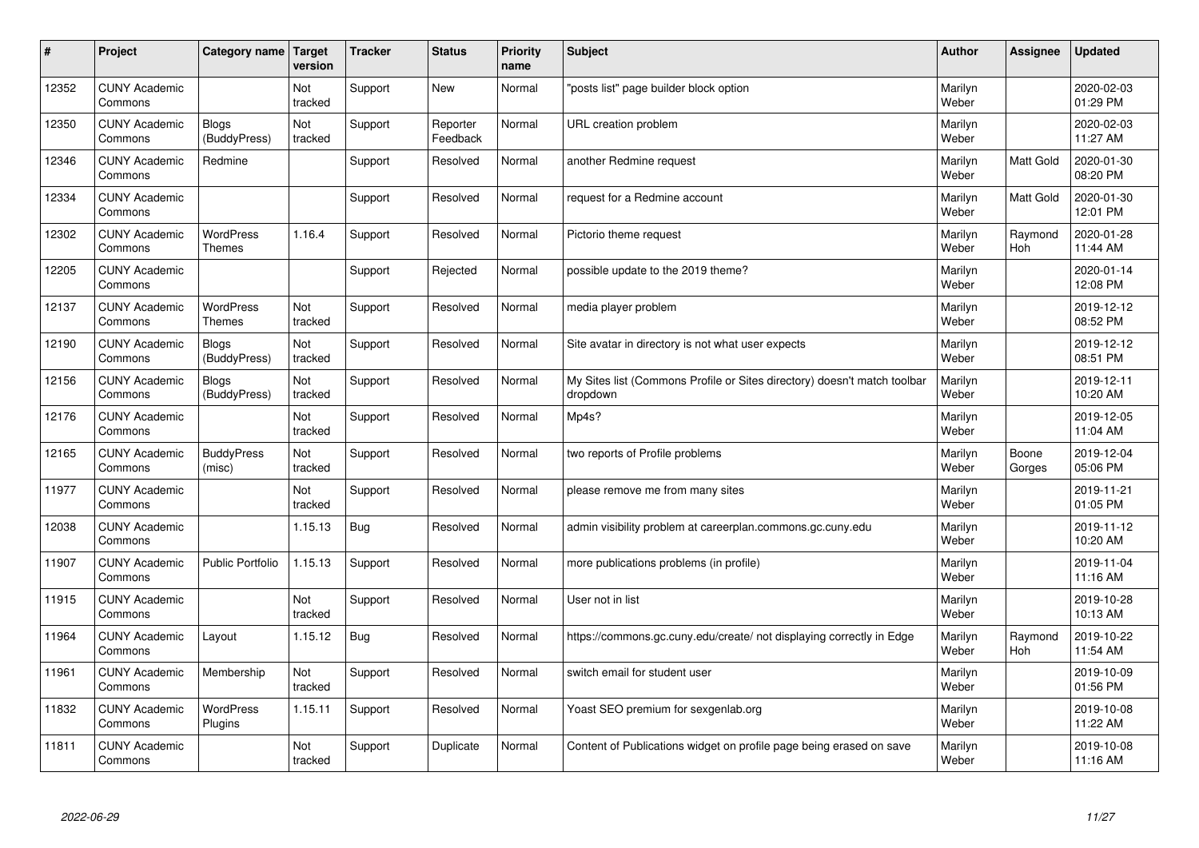| # | Project | Category name | Target version | Tracker | Status | Priority name | Subject | Author | Assignee | Updated |
|---|---|---|---|---|---|---|---|---|---|---|
| 12352 | CUNY Academic Commons | | Not tracked | Support | New | Normal | "posts list" page builder block option | Marilyn Weber | | 2020-02-03 01:29 PM |
| 12350 | CUNY Academic Commons | Blogs (BuddyPress) | Not tracked | Support | Reporter Feedback | Normal | URL creation problem | Marilyn Weber | | 2020-02-03 11:27 AM |
| 12346 | CUNY Academic Commons | Redmine | | Support | Resolved | Normal | another Redmine request | Marilyn Weber | Matt Gold | 2020-01-30 08:20 PM |
| 12334 | CUNY Academic Commons | | | Support | Resolved | Normal | request for a Redmine account | Marilyn Weber | Matt Gold | 2020-01-30 12:01 PM |
| 12302 | CUNY Academic Commons | WordPress Themes | 1.16.4 | Support | Resolved | Normal | Pictorio theme request | Marilyn Weber | Raymond Hoh | 2020-01-28 11:44 AM |
| 12205 | CUNY Academic Commons | | | Support | Rejected | Normal | possible update to the 2019 theme? | Marilyn Weber | | 2020-01-14 12:08 PM |
| 12137 | CUNY Academic Commons | WordPress Themes | Not tracked | Support | Resolved | Normal | media player problem | Marilyn Weber | | 2019-12-12 08:52 PM |
| 12190 | CUNY Academic Commons | Blogs (BuddyPress) | Not tracked | Support | Resolved | Normal | Site avatar in directory is not what user expects | Marilyn Weber | | 2019-12-12 08:51 PM |
| 12156 | CUNY Academic Commons | Blogs (BuddyPress) | Not tracked | Support | Resolved | Normal | My Sites list (Commons Profile or Sites directory) doesn't match toolbar dropdown | Marilyn Weber | | 2019-12-11 10:20 AM |
| 12176 | CUNY Academic Commons | | Not tracked | Support | Resolved | Normal | Mp4s? | Marilyn Weber | | 2019-12-05 11:04 AM |
| 12165 | CUNY Academic Commons | BuddyPress (misc) | Not tracked | Support | Resolved | Normal | two reports of Profile problems | Marilyn Weber | Boone Gorges | 2019-12-04 05:06 PM |
| 11977 | CUNY Academic Commons | | Not tracked | Support | Resolved | Normal | please remove me from many sites | Marilyn Weber | | 2019-11-21 01:05 PM |
| 12038 | CUNY Academic Commons | | 1.15.13 | Bug | Resolved | Normal | admin visibility problem at careerplan.commons.gc.cuny.edu | Marilyn Weber | | 2019-11-12 10:20 AM |
| 11907 | CUNY Academic Commons | Public Portfolio | 1.15.13 | Support | Resolved | Normal | more publications problems (in profile) | Marilyn Weber | | 2019-11-04 11:16 AM |
| 11915 | CUNY Academic Commons | | Not tracked | Support | Resolved | Normal | User not in list | Marilyn Weber | | 2019-10-28 10:13 AM |
| 11964 | CUNY Academic Commons | Layout | 1.15.12 | Bug | Resolved | Normal | https://commons.gc.cuny.edu/create/ not displaying correctly in Edge | Marilyn Weber | Raymond Hoh | 2019-10-22 11:54 AM |
| 11961 | CUNY Academic Commons | Membership | Not tracked | Support | Resolved | Normal | switch email for student user | Marilyn Weber | | 2019-10-09 01:56 PM |
| 11832 | CUNY Academic Commons | WordPress Plugins | 1.15.11 | Support | Resolved | Normal | Yoast SEO premium for sexgenlab.org | Marilyn Weber | | 2019-10-08 11:22 AM |
| 11811 | CUNY Academic Commons | | Not tracked | Support | Duplicate | Normal | Content of Publications widget on profile page being erased on save | Marilyn Weber | | 2019-10-08 11:16 AM |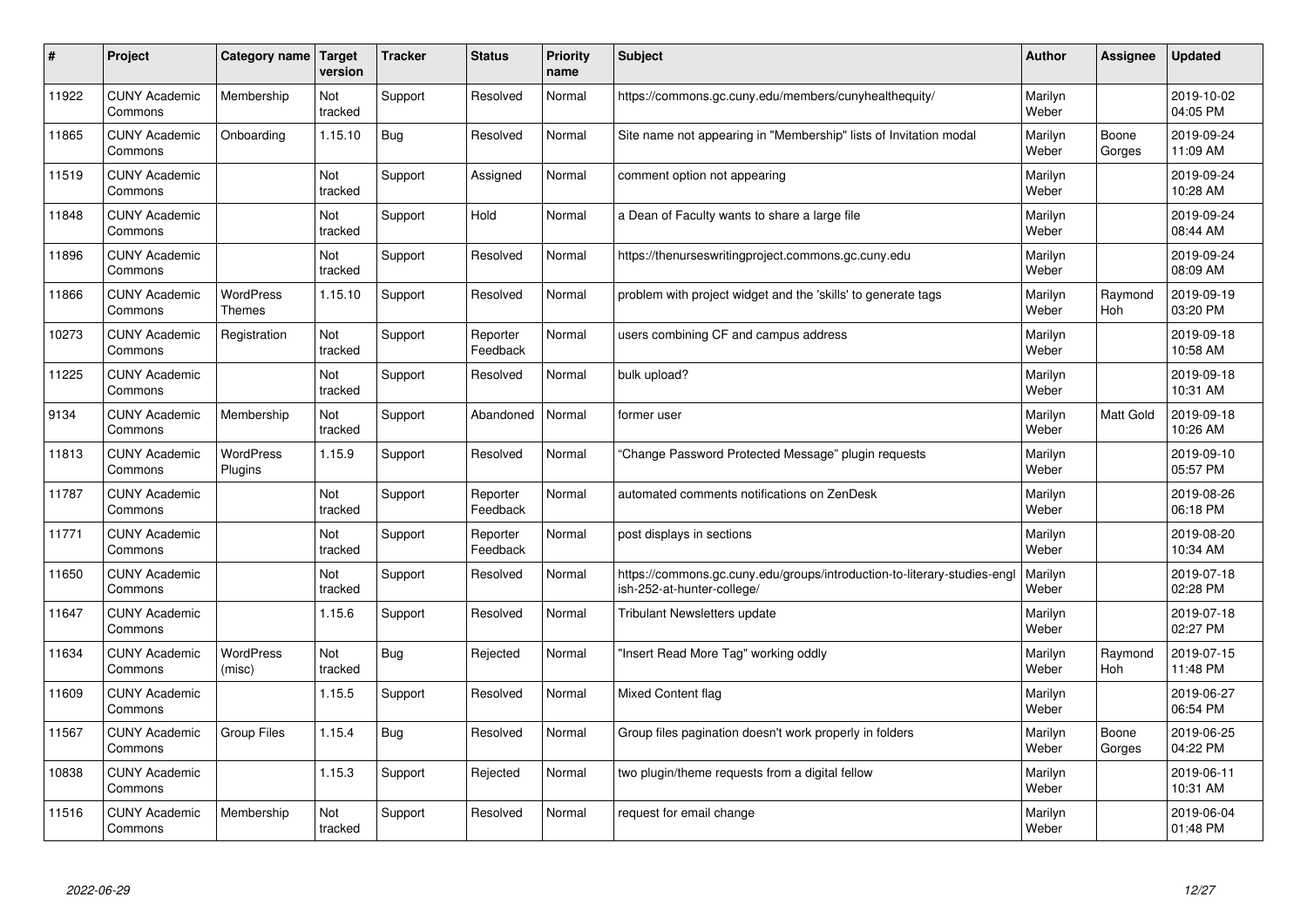| # | Project | Category name | Target version | Tracker | Status | Priority name | Subject | Author | Assignee | Updated |
|---|---|---|---|---|---|---|---|---|---|---|
| 11922 | CUNY Academic Commons | Membership | Not tracked | Support | Resolved | Normal | https://commons.gc.cuny.edu/members/cunyhealthequity/ | Marilyn Weber | | 2019-10-02 04:05 PM |
| 11865 | CUNY Academic Commons | Onboarding | 1.15.10 | Bug | Resolved | Normal | Site name not appearing in "Membership" lists of Invitation modal | Marilyn Weber | Boone Gorges | 2019-09-24 11:09 AM |
| 11519 | CUNY Academic Commons | | Not tracked | Support | Assigned | Normal | comment option not appearing | Marilyn Weber | | 2019-09-24 10:28 AM |
| 11848 | CUNY Academic Commons | | Not tracked | Support | Hold | Normal | a Dean of Faculty wants to share a large file | Marilyn Weber | | 2019-09-24 08:44 AM |
| 11896 | CUNY Academic Commons | | Not tracked | Support | Resolved | Normal | https://thenurseswritingproject.commons.gc.cuny.edu | Marilyn Weber | | 2019-09-24 08:09 AM |
| 11866 | CUNY Academic Commons | WordPress Themes | 1.15.10 | Support | Resolved | Normal | problem with project widget and the 'skills' to generate tags | Marilyn Weber | Raymond Hoh | 2019-09-19 03:20 PM |
| 10273 | CUNY Academic Commons | Registration | Not tracked | Support | Reporter Feedback | Normal | users combining CF and campus address | Marilyn Weber | | 2019-09-18 10:58 AM |
| 11225 | CUNY Academic Commons | | Not tracked | Support | Resolved | Normal | bulk upload? | Marilyn Weber | | 2019-09-18 10:31 AM |
| 9134 | CUNY Academic Commons | Membership | Not tracked | Support | Abandoned | Normal | former user | Marilyn Weber | Matt Gold | 2019-09-18 10:26 AM |
| 11813 | CUNY Academic Commons | WordPress Plugins | 1.15.9 | Support | Resolved | Normal | "Change Password Protected Message" plugin requests | Marilyn Weber | | 2019-09-10 05:57 PM |
| 11787 | CUNY Academic Commons | | Not tracked | Support | Reporter Feedback | Normal | automated comments notifications on ZenDesk | Marilyn Weber | | 2019-08-26 06:18 PM |
| 11771 | CUNY Academic Commons | | Not tracked | Support | Reporter Feedback | Normal | post displays in sections | Marilyn Weber | | 2019-08-20 10:34 AM |
| 11650 | CUNY Academic Commons | | Not tracked | Support | Resolved | Normal | https://commons.gc.cuny.edu/groups/introduction-to-literary-studies-english-252-at-hunter-college/ | Marilyn Weber | | 2019-07-18 02:28 PM |
| 11647 | CUNY Academic Commons | | 1.15.6 | Support | Resolved | Normal | Tribulant Newsletters update | Marilyn Weber | | 2019-07-18 02:27 PM |
| 11634 | CUNY Academic Commons | WordPress (misc) | Not tracked | Bug | Rejected | Normal | "Insert Read More Tag" working oddly | Marilyn Weber | Raymond Hoh | 2019-07-15 11:48 PM |
| 11609 | CUNY Academic Commons | | 1.15.5 | Support | Resolved | Normal | Mixed Content flag | Marilyn Weber | | 2019-06-27 06:54 PM |
| 11567 | CUNY Academic Commons | Group Files | 1.15.4 | Bug | Resolved | Normal | Group files pagination doesn't work properly in folders | Marilyn Weber | Boone Gorges | 2019-06-25 04:22 PM |
| 10838 | CUNY Academic Commons | | 1.15.3 | Support | Rejected | Normal | two plugin/theme requests from a digital fellow | Marilyn Weber | | 2019-06-11 10:31 AM |
| 11516 | CUNY Academic Commons | Membership | Not tracked | Support | Resolved | Normal | request for email change | Marilyn Weber | | 2019-06-04 01:48 PM |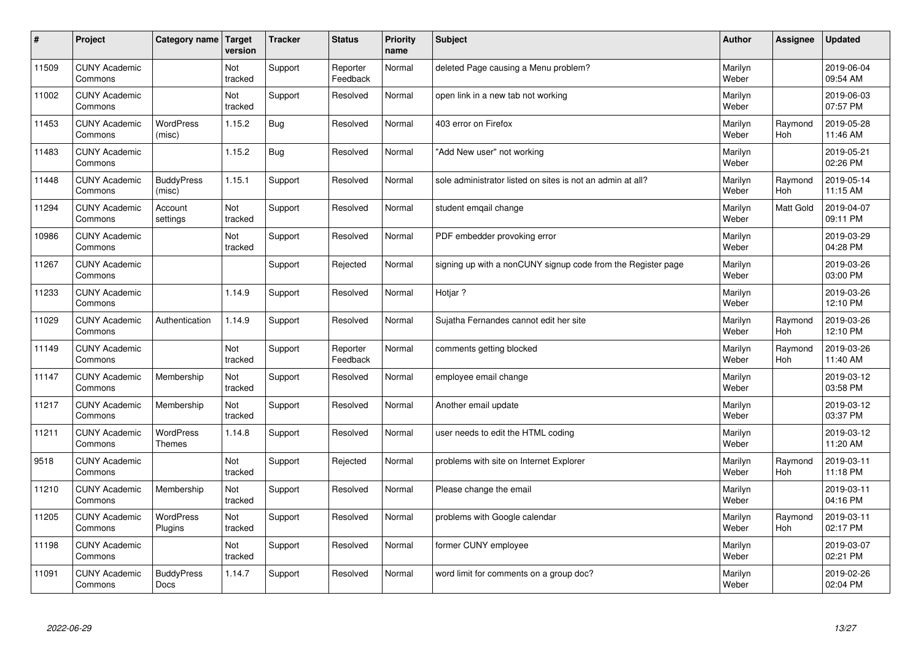| # | Project | Category name | Target version | Tracker | Status | Priority name | Subject | Author | Assignee | Updated |
| --- | --- | --- | --- | --- | --- | --- | --- | --- | --- | --- |
| 11509 | CUNY Academic Commons | | Not tracked | Support | Reporter Feedback | Normal | deleted Page causing a Menu problem? | Marilyn Weber | | 2019-06-04 09:54 AM |
| 11002 | CUNY Academic Commons | | Not tracked | Support | Resolved | Normal | open link in a new tab not working | Marilyn Weber | | 2019-06-03 07:57 PM |
| 11453 | CUNY Academic Commons | WordPress (misc) | 1.15.2 | Bug | Resolved | Normal | 403 error on Firefox | Marilyn Weber | Raymond Hoh | 2019-05-28 11:46 AM |
| 11483 | CUNY Academic Commons | | 1.15.2 | Bug | Resolved | Normal | "Add New user" not working | Marilyn Weber | | 2019-05-21 02:26 PM |
| 11448 | CUNY Academic Commons | BuddyPress (misc) | 1.15.1 | Support | Resolved | Normal | sole administrator listed on sites is not an admin at all? | Marilyn Weber | Raymond Hoh | 2019-05-14 11:15 AM |
| 11294 | CUNY Academic Commons | Account settings | Not tracked | Support | Resolved | Normal | student emqail change | Marilyn Weber | Matt Gold | 2019-04-07 09:11 PM |
| 10986 | CUNY Academic Commons | | Not tracked | Support | Resolved | Normal | PDF embedder provoking error | Marilyn Weber | | 2019-03-29 04:28 PM |
| 11267 | CUNY Academic Commons | | | Support | Rejected | Normal | signing up with a nonCUNY signup code from the Register page | Marilyn Weber | | 2019-03-26 03:00 PM |
| 11233 | CUNY Academic Commons | | 1.14.9 | Support | Resolved | Normal | Hotjar ? | Marilyn Weber | | 2019-03-26 12:10 PM |
| 11029 | CUNY Academic Commons | Authentication | 1.14.9 | Support | Resolved | Normal | Sujatha Fernandes cannot edit her site | Marilyn Weber | Raymond Hoh | 2019-03-26 12:10 PM |
| 11149 | CUNY Academic Commons | | Not tracked | Support | Reporter Feedback | Normal | comments getting blocked | Marilyn Weber | Raymond Hoh | 2019-03-26 11:40 AM |
| 11147 | CUNY Academic Commons | Membership | Not tracked | Support | Resolved | Normal | employee email change | Marilyn Weber | | 2019-03-12 03:58 PM |
| 11217 | CUNY Academic Commons | Membership | Not tracked | Support | Resolved | Normal | Another email update | Marilyn Weber | | 2019-03-12 03:37 PM |
| 11211 | CUNY Academic Commons | WordPress Themes | 1.14.8 | Support | Resolved | Normal | user needs to edit the HTML coding | Marilyn Weber | | 2019-03-12 11:20 AM |
| 9518 | CUNY Academic Commons | | Not tracked | Support | Rejected | Normal | problems with site on Internet Explorer | Marilyn Weber | Raymond Hoh | 2019-03-11 11:18 PM |
| 11210 | CUNY Academic Commons | Membership | Not tracked | Support | Resolved | Normal | Please change the email | Marilyn Weber | | 2019-03-11 04:16 PM |
| 11205 | CUNY Academic Commons | WordPress Plugins | Not tracked | Support | Resolved | Normal | problems with Google calendar | Marilyn Weber | Raymond Hoh | 2019-03-11 02:17 PM |
| 11198 | CUNY Academic Commons | | Not tracked | Support | Resolved | Normal | former CUNY employee | Marilyn Weber | | 2019-03-07 02:21 PM |
| 11091 | CUNY Academic Commons | BuddyPress Docs | 1.14.7 | Support | Resolved | Normal | word limit for comments on a group doc? | Marilyn Weber | | 2019-02-26 02:04 PM |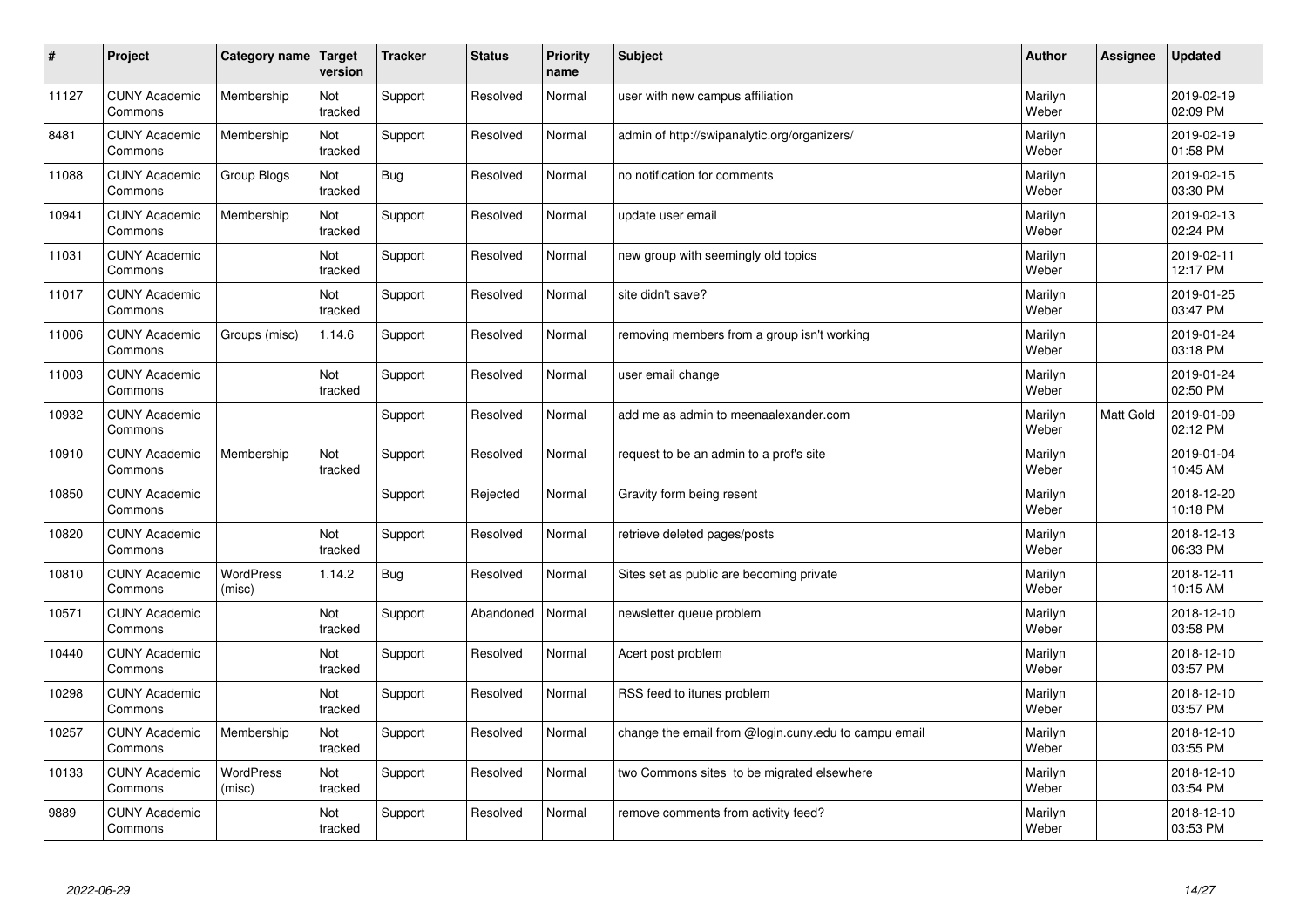| # | Project | Category name | Target version | Tracker | Status | Priority name | Subject | Author | Assignee | Updated |
|---|---|---|---|---|---|---|---|---|---|---|
| 11127 | CUNY Academic Commons | Membership | Not tracked | Support | Resolved | Normal | user with new campus affiliation | Marilyn Weber | | 2019-02-19 02:09 PM |
| 8481 | CUNY Academic Commons | Membership | Not tracked | Support | Resolved | Normal | admin of http://swipanalytic.org/organizers/ | Marilyn Weber | | 2019-02-19 01:58 PM |
| 11088 | CUNY Academic Commons | Group Blogs | Not tracked | Bug | Resolved | Normal | no notification for comments | Marilyn Weber | | 2019-02-15 03:30 PM |
| 10941 | CUNY Academic Commons | Membership | Not tracked | Support | Resolved | Normal | update user email | Marilyn Weber | | 2019-02-13 02:24 PM |
| 11031 | CUNY Academic Commons | | Not tracked | Support | Resolved | Normal | new group with seemingly old topics | Marilyn Weber | | 2019-02-11 12:17 PM |
| 11017 | CUNY Academic Commons | | Not tracked | Support | Resolved | Normal | site didn't save? | Marilyn Weber | | 2019-01-25 03:47 PM |
| 11006 | CUNY Academic Commons | Groups (misc) | 1.14.6 | Support | Resolved | Normal | removing members from a group isn't working | Marilyn Weber | | 2019-01-24 03:18 PM |
| 11003 | CUNY Academic Commons | | Not tracked | Support | Resolved | Normal | user email change | Marilyn Weber | | 2019-01-24 02:50 PM |
| 10932 | CUNY Academic Commons | | | Support | Resolved | Normal | add me as admin to meenaalexander.com | Marilyn Weber | Matt Gold | 2019-01-09 02:12 PM |
| 10910 | CUNY Academic Commons | Membership | Not tracked | Support | Resolved | Normal | request to be an admin to a prof's site | Marilyn Weber | | 2019-01-04 10:45 AM |
| 10850 | CUNY Academic Commons | | | Support | Rejected | Normal | Gravity form being resent | Marilyn Weber | | 2018-12-20 10:18 PM |
| 10820 | CUNY Academic Commons | | Not tracked | Support | Resolved | Normal | retrieve deleted pages/posts | Marilyn Weber | | 2018-12-13 06:33 PM |
| 10810 | CUNY Academic Commons | WordPress (misc) | 1.14.2 | Bug | Resolved | Normal | Sites set as public are becoming private | Marilyn Weber | | 2018-12-11 10:15 AM |
| 10571 | CUNY Academic Commons | | Not tracked | Support | Abandoned | Normal | newsletter queue problem | Marilyn Weber | | 2018-12-10 03:58 PM |
| 10440 | CUNY Academic Commons | | Not tracked | Support | Resolved | Normal | Acert post problem | Marilyn Weber | | 2018-12-10 03:57 PM |
| 10298 | CUNY Academic Commons | | Not tracked | Support | Resolved | Normal | RSS feed to itunes problem | Marilyn Weber | | 2018-12-10 03:57 PM |
| 10257 | CUNY Academic Commons | Membership | Not tracked | Support | Resolved | Normal | change the email from @login.cuny.edu to campu email | Marilyn Weber | | 2018-12-10 03:55 PM |
| 10133 | CUNY Academic Commons | WordPress (misc) | Not tracked | Support | Resolved | Normal | two Commons sites to be migrated elsewhere | Marilyn Weber | | 2018-12-10 03:54 PM |
| 9889 | CUNY Academic Commons | | Not tracked | Support | Resolved | Normal | remove comments from activity feed? | Marilyn Weber | | 2018-12-10 03:53 PM |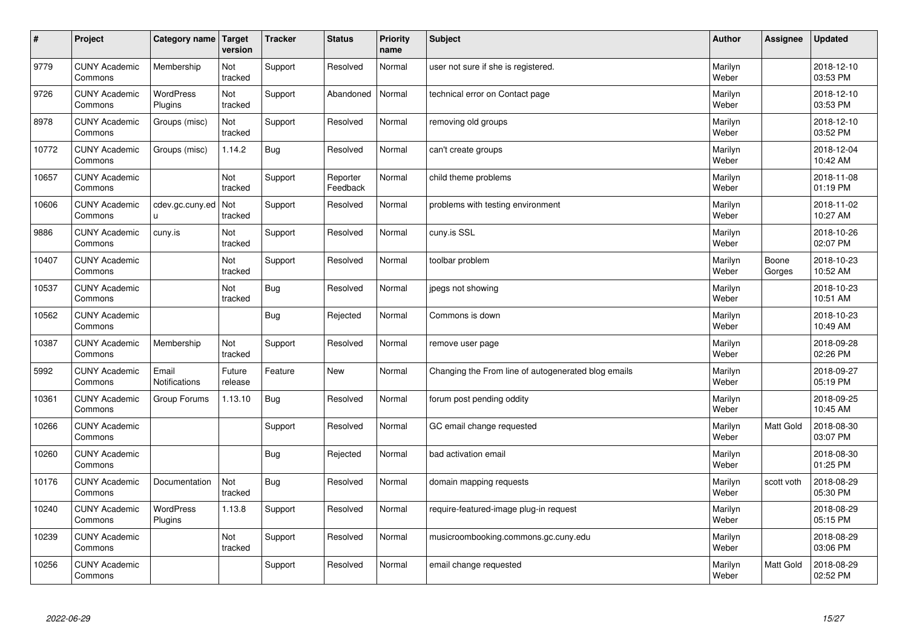| # | Project | Category name | Target version | Tracker | Status | Priority name | Subject | Author | Assignee | Updated |
|---|---|---|---|---|---|---|---|---|---|---|
| 9779 | CUNY Academic Commons | Membership | Not tracked | Support | Resolved | Normal | user not sure if she is registered. | Marilyn Weber | | 2018-12-10 03:53 PM |
| 9726 | CUNY Academic Commons | WordPress Plugins | Not tracked | Support | Abandoned | Normal | technical error on Contact page | Marilyn Weber | | 2018-12-10 03:53 PM |
| 8978 | CUNY Academic Commons | Groups (misc) | Not tracked | Support | Resolved | Normal | removing old groups | Marilyn Weber | | 2018-12-10 03:52 PM |
| 10772 | CUNY Academic Commons | Groups (misc) | 1.14.2 | Bug | Resolved | Normal | can't create groups | Marilyn Weber | | 2018-12-04 10:42 AM |
| 10657 | CUNY Academic Commons | | Not tracked | Support | Reporter Feedback | Normal | child theme problems | Marilyn Weber | | 2018-11-08 01:19 PM |
| 10606 | CUNY Academic Commons | cdev.gc.cuny.edu | Not tracked | Support | Resolved | Normal | problems with testing environment | Marilyn Weber | | 2018-11-02 10:27 AM |
| 9886 | CUNY Academic Commons | cuny.is | Not tracked | Support | Resolved | Normal | cuny.is SSL | Marilyn Weber | | 2018-10-26 02:07 PM |
| 10407 | CUNY Academic Commons | | Not tracked | Support | Resolved | Normal | toolbar problem | Marilyn Weber | Boone Gorges | 2018-10-23 10:52 AM |
| 10537 | CUNY Academic Commons | | Not tracked | Bug | Resolved | Normal | jpegs not showing | Marilyn Weber | | 2018-10-23 10:51 AM |
| 10562 | CUNY Academic Commons | | | Bug | Rejected | Normal | Commons is down | Marilyn Weber | | 2018-10-23 10:49 AM |
| 10387 | CUNY Academic Commons | Membership | Not tracked | Support | Resolved | Normal | remove user page | Marilyn Weber | | 2018-09-28 02:26 PM |
| 5992 | CUNY Academic Commons | Email Notifications | Future release | Feature | New | Normal | Changing the From line of autogenerated blog emails | Marilyn Weber | | 2018-09-27 05:19 PM |
| 10361 | CUNY Academic Commons | Group Forums | 1.13.10 | Bug | Resolved | Normal | forum post pending oddity | Marilyn Weber | | 2018-09-25 10:45 AM |
| 10266 | CUNY Academic Commons | | | Support | Resolved | Normal | GC email change requested | Marilyn Weber | Matt Gold | 2018-08-30 03:07 PM |
| 10260 | CUNY Academic Commons | | | Bug | Rejected | Normal | bad activation email | Marilyn Weber | | 2018-08-30 01:25 PM |
| 10176 | CUNY Academic Commons | Documentation | Not tracked | Bug | Resolved | Normal | domain mapping requests | Marilyn Weber | scott voth | 2018-08-29 05:30 PM |
| 10240 | CUNY Academic Commons | WordPress Plugins | 1.13.8 | Support | Resolved | Normal | require-featured-image plug-in request | Marilyn Weber | | 2018-08-29 05:15 PM |
| 10239 | CUNY Academic Commons | | Not tracked | Support | Resolved | Normal | musicroombooking.commons.gc.cuny.edu | Marilyn Weber | | 2018-08-29 03:06 PM |
| 10256 | CUNY Academic Commons | | | Support | Resolved | Normal | email change requested | Marilyn Weber | Matt Gold | 2018-08-29 02:52 PM |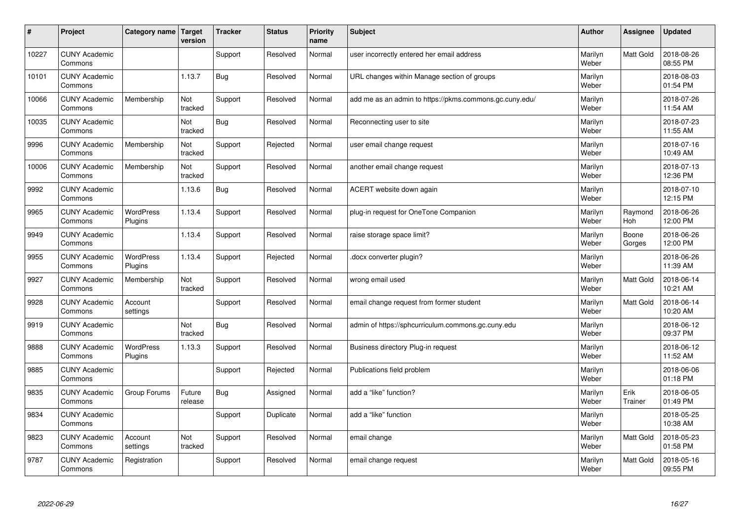| # | Project | Category name | Target version | Tracker | Status | Priority name | Subject | Author | Assignee | Updated |
|---|---|---|---|---|---|---|---|---|---|---|
| 10227 | CUNY Academic Commons | | | Support | Resolved | Normal | user incorrectly entered her email address | Marilyn Weber | Matt Gold | 2018-08-26 08:55 PM |
| 10101 | CUNY Academic Commons | | 1.13.7 | Bug | Resolved | Normal | URL changes within Manage section of groups | Marilyn Weber | | 2018-08-03 01:54 PM |
| 10066 | CUNY Academic Commons | Membership | Not tracked | Support | Resolved | Normal | add me as an admin to https://pkms.commons.gc.cuny.edu/ | Marilyn Weber | | 2018-07-26 11:54 AM |
| 10035 | CUNY Academic Commons | | Not tracked | Bug | Resolved | Normal | Reconnecting user to site | Marilyn Weber | | 2018-07-23 11:55 AM |
| 9996 | CUNY Academic Commons | Membership | Not tracked | Support | Rejected | Normal | user email change request | Marilyn Weber | | 2018-07-16 10:49 AM |
| 10006 | CUNY Academic Commons | Membership | Not tracked | Support | Resolved | Normal | another email change request | Marilyn Weber | | 2018-07-13 12:36 PM |
| 9992 | CUNY Academic Commons | | 1.13.6 | Bug | Resolved | Normal | ACERT website down again | Marilyn Weber | | 2018-07-10 12:15 PM |
| 9965 | CUNY Academic Commons | WordPress Plugins | 1.13.4 | Support | Resolved | Normal | plug-in request for OneTone Companion | Marilyn Weber | Raymond Hoh | 2018-06-26 12:00 PM |
| 9949 | CUNY Academic Commons | | 1.13.4 | Support | Resolved | Normal | raise storage space limit? | Marilyn Weber | Boone Gorges | 2018-06-26 12:00 PM |
| 9955 | CUNY Academic Commons | WordPress Plugins | 1.13.4 | Support | Rejected | Normal | .docx converter plugin? | Marilyn Weber | | 2018-06-26 11:39 AM |
| 9927 | CUNY Academic Commons | Membership | Not tracked | Support | Resolved | Normal | wrong email used | Marilyn Weber | Matt Gold | 2018-06-14 10:21 AM |
| 9928 | CUNY Academic Commons | Account settings | | Support | Resolved | Normal | email change request from former student | Marilyn Weber | Matt Gold | 2018-06-14 10:20 AM |
| 9919 | CUNY Academic Commons | | Not tracked | Bug | Resolved | Normal | admin of https://sphcurriculum.commons.gc.cuny.edu | Marilyn Weber | | 2018-06-12 09:37 PM |
| 9888 | CUNY Academic Commons | WordPress Plugins | 1.13.3 | Support | Resolved | Normal | Business directory Plug-in request | Marilyn Weber | | 2018-06-12 11:52 AM |
| 9885 | CUNY Academic Commons | | | Support | Rejected | Normal | Publications field problem | Marilyn Weber | | 2018-06-06 01:18 PM |
| 9835 | CUNY Academic Commons | Group Forums | Future release | Bug | Assigned | Normal | add a "like" function? | Marilyn Weber | Erik Trainer | 2018-06-05 01:49 PM |
| 9834 | CUNY Academic Commons | | | Support | Duplicate | Normal | add a "like" function | Marilyn Weber | | 2018-05-25 10:38 AM |
| 9823 | CUNY Academic Commons | Account settings | Not tracked | Support | Resolved | Normal | email change | Marilyn Weber | Matt Gold | 2018-05-23 01:58 PM |
| 9787 | CUNY Academic Commons | Registration | | Support | Resolved | Normal | email change request | Marilyn Weber | Matt Gold | 2018-05-16 09:55 PM |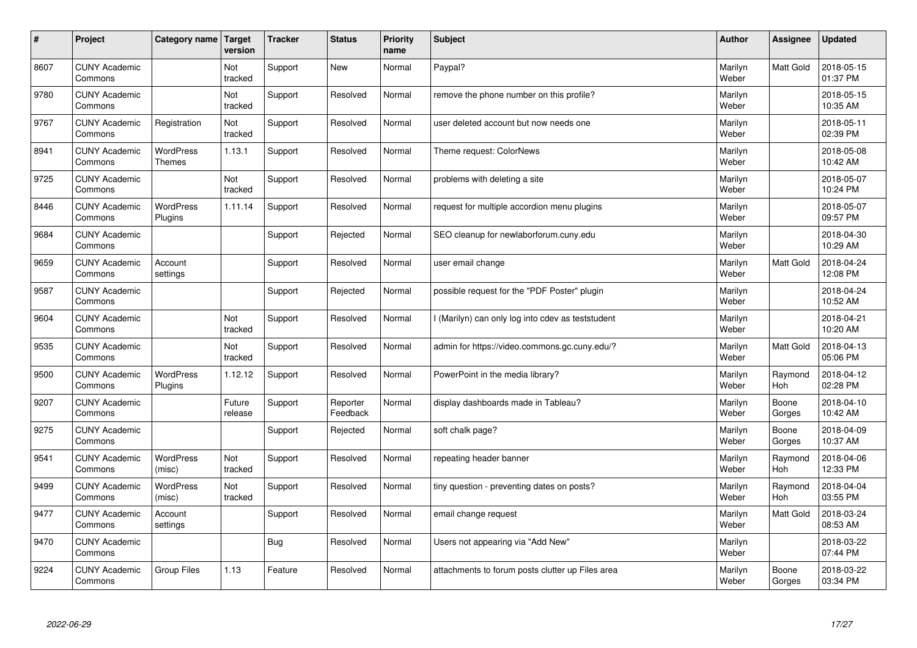| # | Project | Category name | Target version | Tracker | Status | Priority name | Subject | Author | Assignee | Updated |
|---|---|---|---|---|---|---|---|---|---|---|
| 8607 | CUNY Academic Commons | | Not tracked | Support | New | Normal | Paypal? | Marilyn Weber | Matt Gold | 2018-05-15 01:37 PM |
| 9780 | CUNY Academic Commons | | Not tracked | Support | Resolved | Normal | remove the phone number on this profile? | Marilyn Weber | | 2018-05-15 10:35 AM |
| 9767 | CUNY Academic Commons | Registration | Not tracked | Support | Resolved | Normal | user deleted account but now needs one | Marilyn Weber | | 2018-05-11 02:39 PM |
| 8941 | CUNY Academic Commons | WordPress Themes | 1.13.1 | Support | Resolved | Normal | Theme request: ColorNews | Marilyn Weber | | 2018-05-08 10:42 AM |
| 9725 | CUNY Academic Commons | | Not tracked | Support | Resolved | Normal | problems with deleting a site | Marilyn Weber | | 2018-05-07 10:24 PM |
| 8446 | CUNY Academic Commons | WordPress Plugins | 1.11.14 | Support | Resolved | Normal | request for multiple accordion menu plugins | Marilyn Weber | | 2018-05-07 09:57 PM |
| 9684 | CUNY Academic Commons | | | Support | Rejected | Normal | SEO cleanup for newlaborforum.cuny.edu | Marilyn Weber | | 2018-04-30 10:29 AM |
| 9659 | CUNY Academic Commons | Account settings | | Support | Resolved | Normal | user email change | Marilyn Weber | Matt Gold | 2018-04-24 12:08 PM |
| 9587 | CUNY Academic Commons | | | Support | Rejected | Normal | possible request for the "PDF Poster" plugin | Marilyn Weber | | 2018-04-24 10:52 AM |
| 9604 | CUNY Academic Commons | | Not tracked | Support | Resolved | Normal | I (Marilyn) can only log into cdev as teststudent | Marilyn Weber | | 2018-04-21 10:20 AM |
| 9535 | CUNY Academic Commons | | Not tracked | Support | Resolved | Normal | admin for https://video.commons.gc.cuny.edu/? | Marilyn Weber | Matt Gold | 2018-04-13 05:06 PM |
| 9500 | CUNY Academic Commons | WordPress Plugins | 1.12.12 | Support | Resolved | Normal | PowerPoint in the media library? | Marilyn Weber | Raymond Hoh | 2018-04-12 02:28 PM |
| 9207 | CUNY Academic Commons | | Future release | Support | Reporter Feedback | Normal | display dashboards made in Tableau? | Marilyn Weber | Boone Gorges | 2018-04-10 10:42 AM |
| 9275 | CUNY Academic Commons | | | Support | Rejected | Normal | soft chalk page? | Marilyn Weber | Boone Gorges | 2018-04-09 10:37 AM |
| 9541 | CUNY Academic Commons | WordPress (misc) | Not tracked | Support | Resolved | Normal | repeating header banner | Marilyn Weber | Raymond Hoh | 2018-04-06 12:33 PM |
| 9499 | CUNY Academic Commons | WordPress (misc) | Not tracked | Support | Resolved | Normal | tiny question - preventing dates on posts? | Marilyn Weber | Raymond Hoh | 2018-04-04 03:55 PM |
| 9477 | CUNY Academic Commons | Account settings | | Support | Resolved | Normal | email change request | Marilyn Weber | Matt Gold | 2018-03-24 08:53 AM |
| 9470 | CUNY Academic Commons | | | Bug | Resolved | Normal | Users not appearing via "Add New" | Marilyn Weber | | 2018-03-22 07:44 PM |
| 9224 | CUNY Academic Commons | Group Files | 1.13 | Feature | Resolved | Normal | attachments to forum posts clutter up Files area | Marilyn Weber | Boone Gorges | 2018-03-22 03:34 PM |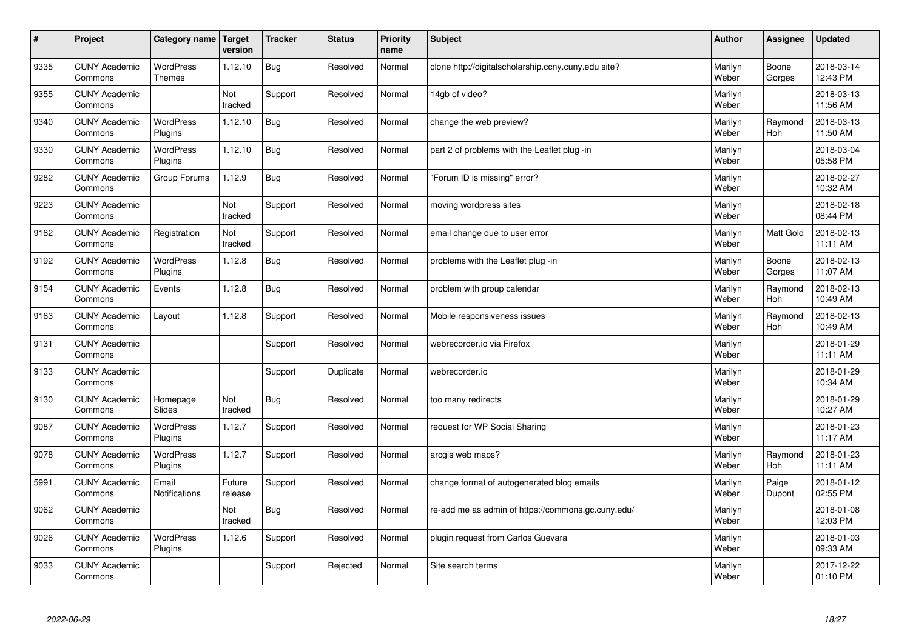| # | Project | Category name | Target version | Tracker | Status | Priority name | Subject | Author | Assignee | Updated |
|---|---|---|---|---|---|---|---|---|---|---|
| 9335 | CUNY Academic Commons | WordPress Themes | 1.12.10 | Bug | Resolved | Normal | clone http://digitalscholarship.ccny.cuny.edu site? | Marilyn Weber | Boone Gorges | 2018-03-14 12:43 PM |
| 9355 | CUNY Academic Commons | | Not tracked | Support | Resolved | Normal | 14gb of video? | Marilyn Weber | | 2018-03-13 11:56 AM |
| 9340 | CUNY Academic Commons | WordPress Plugins | 1.12.10 | Bug | Resolved | Normal | change the web preview? | Marilyn Weber | Raymond Hoh | 2018-03-13 11:50 AM |
| 9330 | CUNY Academic Commons | WordPress Plugins | 1.12.10 | Bug | Resolved | Normal | part 2 of problems with the Leaflet plug -in | Marilyn Weber | | 2018-03-04 05:58 PM |
| 9282 | CUNY Academic Commons | Group Forums | 1.12.9 | Bug | Resolved | Normal | "Forum ID is missing" error? | Marilyn Weber | | 2018-02-27 10:32 AM |
| 9223 | CUNY Academic Commons | | Not tracked | Support | Resolved | Normal | moving wordpress sites | Marilyn Weber | | 2018-02-18 08:44 PM |
| 9162 | CUNY Academic Commons | Registration | Not tracked | Support | Resolved | Normal | email change due to user error | Marilyn Weber | Matt Gold | 2018-02-13 11:11 AM |
| 9192 | CUNY Academic Commons | WordPress Plugins | 1.12.8 | Bug | Resolved | Normal | problems with the Leaflet plug -in | Marilyn Weber | Boone Gorges | 2018-02-13 11:07 AM |
| 9154 | CUNY Academic Commons | Events | 1.12.8 | Bug | Resolved | Normal | problem with group calendar | Marilyn Weber | Raymond Hoh | 2018-02-13 10:49 AM |
| 9163 | CUNY Academic Commons | Layout | 1.12.8 | Support | Resolved | Normal | Mobile responsiveness issues | Marilyn Weber | Raymond Hoh | 2018-02-13 10:49 AM |
| 9131 | CUNY Academic Commons | | | Support | Resolved | Normal | webrecorder.io via Firefox | Marilyn Weber | | 2018-01-29 11:11 AM |
| 9133 | CUNY Academic Commons | | | Support | Duplicate | Normal | webrecorder.io | Marilyn Weber | | 2018-01-29 10:34 AM |
| 9130 | CUNY Academic Commons | Homepage Slides | Not tracked | Bug | Resolved | Normal | too many redirects | Marilyn Weber | | 2018-01-29 10:27 AM |
| 9087 | CUNY Academic Commons | WordPress Plugins | 1.12.7 | Support | Resolved | Normal | request for WP Social Sharing | Marilyn Weber | | 2018-01-23 11:17 AM |
| 9078 | CUNY Academic Commons | WordPress Plugins | 1.12.7 | Support | Resolved | Normal | arcgis web maps? | Marilyn Weber | Raymond Hoh | 2018-01-23 11:11 AM |
| 5991 | CUNY Academic Commons | Email Notifications | Future release | Support | Resolved | Normal | change format of autogenerated blog emails | Marilyn Weber | Paige Dupont | 2018-01-12 02:55 PM |
| 9062 | CUNY Academic Commons | | Not tracked | Bug | Resolved | Normal | re-add me as admin of https://commons.gc.cuny.edu/ | Marilyn Weber | | 2018-01-08 12:03 PM |
| 9026 | CUNY Academic Commons | WordPress Plugins | 1.12.6 | Support | Resolved | Normal | plugin request from Carlos Guevara | Marilyn Weber | | 2018-01-03 09:33 AM |
| 9033 | CUNY Academic Commons | | | Support | Rejected | Normal | Site search terms | Marilyn Weber | | 2017-12-22 01:10 PM |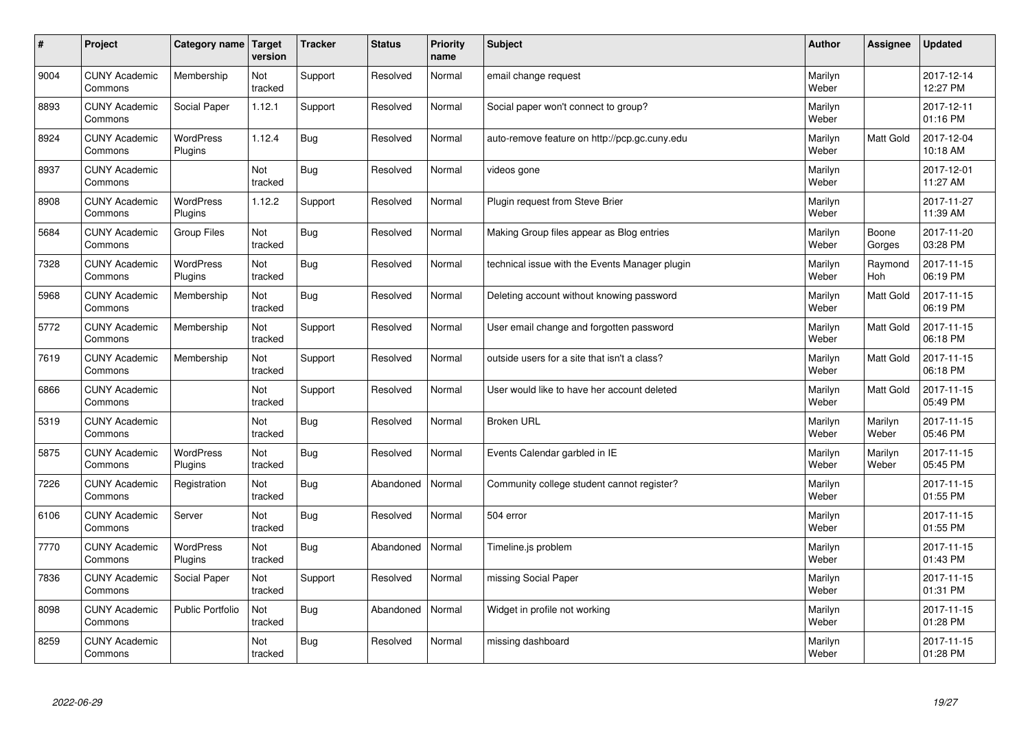| # | Project | Category name | Target version | Tracker | Status | Priority name | Subject | Author | Assignee | Updated |
|---|---|---|---|---|---|---|---|---|---|---|
| 9004 | CUNY Academic Commons | Membership | Not tracked | Support | Resolved | Normal | email change request | Marilyn Weber | | 2017-12-14 12:27 PM |
| 8893 | CUNY Academic Commons | Social Paper | 1.12.1 | Support | Resolved | Normal | Social paper won't connect to group? | Marilyn Weber | | 2017-12-11 01:16 PM |
| 8924 | CUNY Academic Commons | WordPress Plugins | 1.12.4 | Bug | Resolved | Normal | auto-remove feature on http://pcp.gc.cuny.edu | Marilyn Weber | Matt Gold | 2017-12-04 10:18 AM |
| 8937 | CUNY Academic Commons | | Not tracked | Bug | Resolved | Normal | videos gone | Marilyn Weber | | 2017-12-01 11:27 AM |
| 8908 | CUNY Academic Commons | WordPress Plugins | 1.12.2 | Support | Resolved | Normal | Plugin request from Steve Brier | Marilyn Weber | | 2017-11-27 11:39 AM |
| 5684 | CUNY Academic Commons | Group Files | Not tracked | Bug | Resolved | Normal | Making Group files appear as Blog entries | Marilyn Weber | Boone Gorges | 2017-11-20 03:28 PM |
| 7328 | CUNY Academic Commons | WordPress Plugins | Not tracked | Bug | Resolved | Normal | technical issue with the Events Manager plugin | Marilyn Weber | Raymond Hoh | 2017-11-15 06:19 PM |
| 5968 | CUNY Academic Commons | Membership | Not tracked | Bug | Resolved | Normal | Deleting account without knowing password | Marilyn Weber | Matt Gold | 2017-11-15 06:19 PM |
| 5772 | CUNY Academic Commons | Membership | Not tracked | Support | Resolved | Normal | User email change and forgotten password | Marilyn Weber | Matt Gold | 2017-11-15 06:18 PM |
| 7619 | CUNY Academic Commons | Membership | Not tracked | Support | Resolved | Normal | outside users for a site that isn't a class? | Marilyn Weber | Matt Gold | 2017-11-15 06:18 PM |
| 6866 | CUNY Academic Commons | | Not tracked | Support | Resolved | Normal | User would like to have her account deleted | Marilyn Weber | Matt Gold | 2017-11-15 05:49 PM |
| 5319 | CUNY Academic Commons | | Not tracked | Bug | Resolved | Normal | Broken URL | Marilyn Weber | Marilyn Weber | 2017-11-15 05:46 PM |
| 5875 | CUNY Academic Commons | WordPress Plugins | Not tracked | Bug | Resolved | Normal | Events Calendar garbled in IE | Marilyn Weber | Marilyn Weber | 2017-11-15 05:45 PM |
| 7226 | CUNY Academic Commons | Registration | Not tracked | Bug | Abandoned | Normal | Community college student cannot register? | Marilyn Weber | | 2017-11-15 01:55 PM |
| 6106 | CUNY Academic Commons | Server | Not tracked | Bug | Resolved | Normal | 504 error | Marilyn Weber | | 2017-11-15 01:55 PM |
| 7770 | CUNY Academic Commons | WordPress Plugins | Not tracked | Bug | Abandoned | Normal | Timeline.js problem | Marilyn Weber | | 2017-11-15 01:43 PM |
| 7836 | CUNY Academic Commons | Social Paper | Not tracked | Support | Resolved | Normal | missing Social Paper | Marilyn Weber | | 2017-11-15 01:31 PM |
| 8098 | CUNY Academic Commons | Public Portfolio | Not tracked | Bug | Abandoned | Normal | Widget in profile not working | Marilyn Weber | | 2017-11-15 01:28 PM |
| 8259 | CUNY Academic Commons | | Not tracked | Bug | Resolved | Normal | missing dashboard | Marilyn Weber | | 2017-11-15 01:28 PM |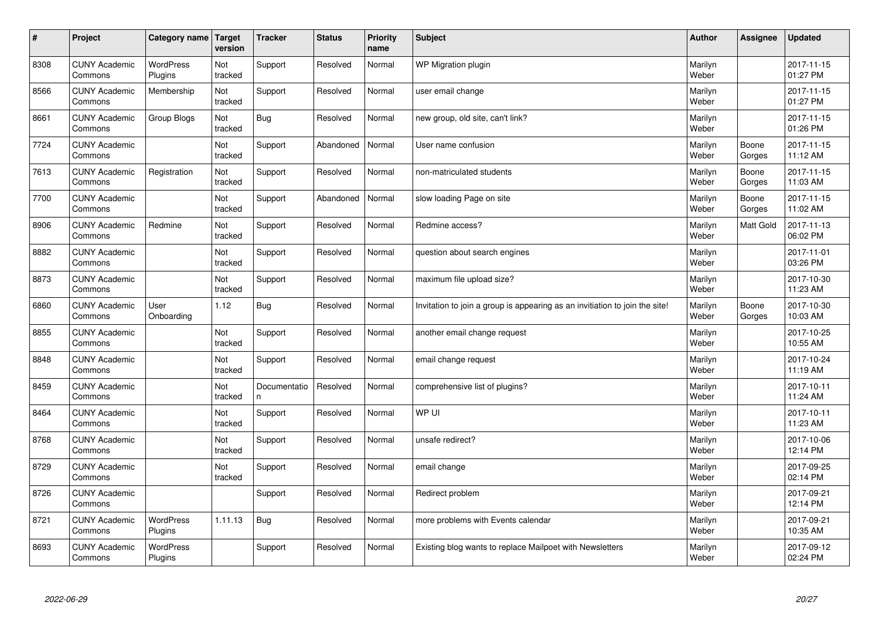| # | Project | Category name | Target version | Tracker | Status | Priority name | Subject | Author | Assignee | Updated |
|---|---|---|---|---|---|---|---|---|---|---|
| 8308 | CUNY Academic Commons | WordPress Plugins | Not tracked | Support | Resolved | Normal | WP Migration plugin | Marilyn Weber | | 2017-11-15 01:27 PM |
| 8566 | CUNY Academic Commons | Membership | Not tracked | Support | Resolved | Normal | user email change | Marilyn Weber | | 2017-11-15 01:27 PM |
| 8661 | CUNY Academic Commons | Group Blogs | Not tracked | Bug | Resolved | Normal | new group, old site, can't link? | Marilyn Weber | | 2017-11-15 01:26 PM |
| 7724 | CUNY Academic Commons | | Not tracked | Support | Abandoned | Normal | User name confusion | Marilyn Weber | Boone Gorges | 2017-11-15 11:12 AM |
| 7613 | CUNY Academic Commons | Registration | Not tracked | Support | Resolved | Normal | non-matriculated students | Marilyn Weber | Boone Gorges | 2017-11-15 11:03 AM |
| 7700 | CUNY Academic Commons | | Not tracked | Support | Abandoned | Normal | slow loading Page on site | Marilyn Weber | Boone Gorges | 2017-11-15 11:02 AM |
| 8906 | CUNY Academic Commons | Redmine | Not tracked | Support | Resolved | Normal | Redmine access? | Marilyn Weber | Matt Gold | 2017-11-13 06:02 PM |
| 8882 | CUNY Academic Commons | | Not tracked | Support | Resolved | Normal | question about search engines | Marilyn Weber | | 2017-11-01 03:26 PM |
| 8873 | CUNY Academic Commons | | Not tracked | Support | Resolved | Normal | maximum file upload size? | Marilyn Weber | | 2017-10-30 11:23 AM |
| 6860 | CUNY Academic Commons | User Onboarding | 1.12 | Bug | Resolved | Normal | Invitation to join a group is appearing as an invitiation to join the site! | Marilyn Weber | Boone Gorges | 2017-10-30 10:03 AM |
| 8855 | CUNY Academic Commons | | Not tracked | Support | Resolved | Normal | another email change request | Marilyn Weber | | 2017-10-25 10:55 AM |
| 8848 | CUNY Academic Commons | | Not tracked | Support | Resolved | Normal | email change request | Marilyn Weber | | 2017-10-24 11:19 AM |
| 8459 | CUNY Academic Commons | | Not tracked | Documentation | Resolved | Normal | comprehensive list of plugins? | Marilyn Weber | | 2017-10-11 11:24 AM |
| 8464 | CUNY Academic Commons | | Not tracked | Support | Resolved | Normal | WP UI | Marilyn Weber | | 2017-10-11 11:23 AM |
| 8768 | CUNY Academic Commons | | Not tracked | Support | Resolved | Normal | unsafe redirect? | Marilyn Weber | | 2017-10-06 12:14 PM |
| 8729 | CUNY Academic Commons | | Not tracked | Support | Resolved | Normal | email change | Marilyn Weber | | 2017-09-25 02:14 PM |
| 8726 | CUNY Academic Commons | | | Support | Resolved | Normal | Redirect problem | Marilyn Weber | | 2017-09-21 12:14 PM |
| 8721 | CUNY Academic Commons | WordPress Plugins | 1.11.13 | Bug | Resolved | Normal | more problems with Events calendar | Marilyn Weber | | 2017-09-21 10:35 AM |
| 8693 | CUNY Academic Commons | WordPress Plugins | | Support | Resolved | Normal | Existing blog wants to replace Mailpoet with Newsletters | Marilyn Weber | | 2017-09-12 02:24 PM |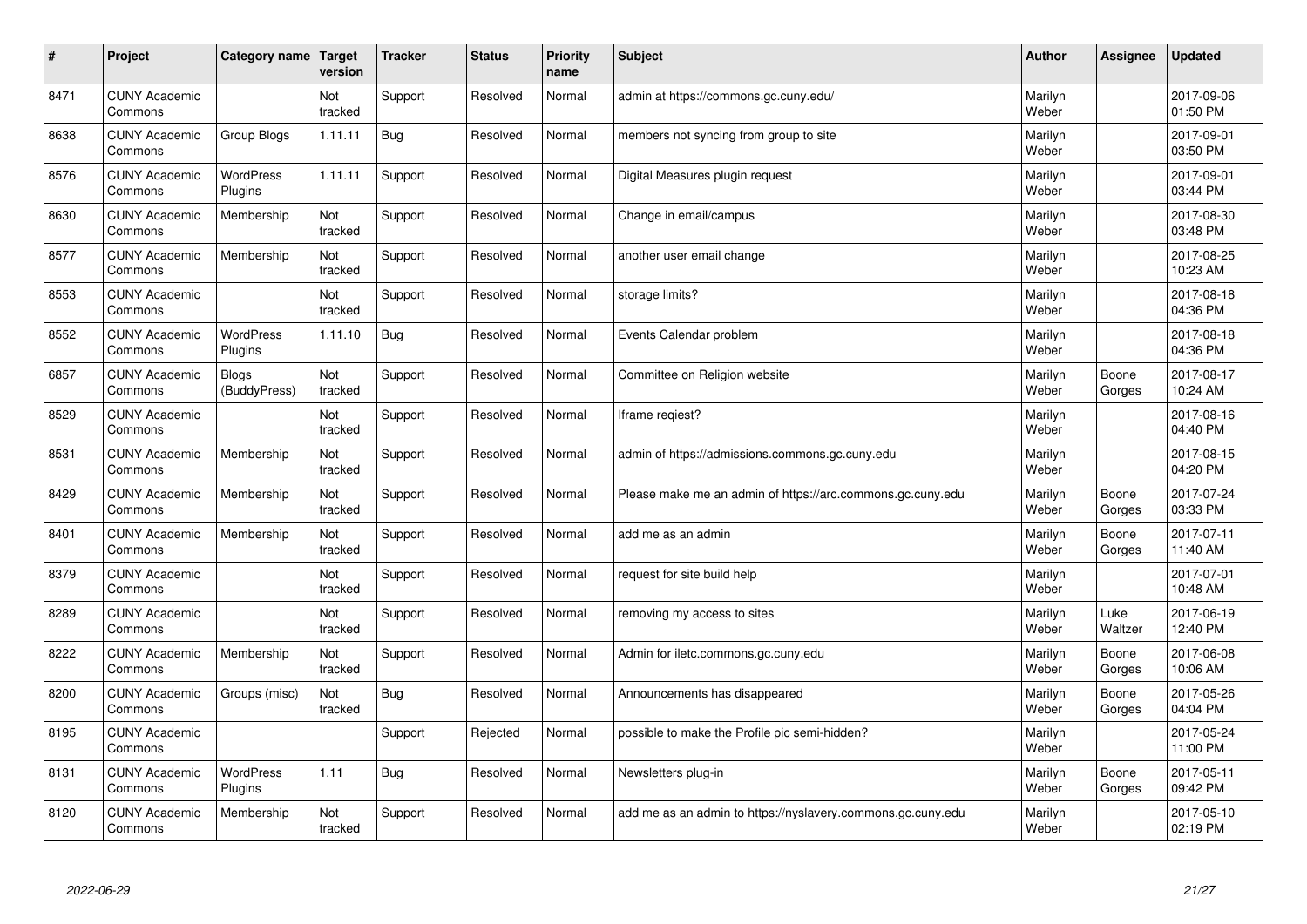| # | Project | Category name | Target version | Tracker | Status | Priority name | Subject | Author | Assignee | Updated |
|---|---|---|---|---|---|---|---|---|---|---|
| 8471 | CUNY Academic Commons | | Not tracked | Support | Resolved | Normal | admin at https://commons.gc.cuny.edu/ | Marilyn Weber | | 2017-09-06 01:50 PM |
| 8638 | CUNY Academic Commons | Group Blogs | 1.11.11 | Bug | Resolved | Normal | members not syncing from group to site | Marilyn Weber | | 2017-09-01 03:50 PM |
| 8576 | CUNY Academic Commons | WordPress Plugins | 1.11.11 | Support | Resolved | Normal | Digital Measures plugin request | Marilyn Weber | | 2017-09-01 03:44 PM |
| 8630 | CUNY Academic Commons | Membership | Not tracked | Support | Resolved | Normal | Change in email/campus | Marilyn Weber | | 2017-08-30 03:48 PM |
| 8577 | CUNY Academic Commons | Membership | Not tracked | Support | Resolved | Normal | another user email change | Marilyn Weber | | 2017-08-25 10:23 AM |
| 8553 | CUNY Academic Commons | | Not tracked | Support | Resolved | Normal | storage limits? | Marilyn Weber | | 2017-08-18 04:36 PM |
| 8552 | CUNY Academic Commons | WordPress Plugins | 1.11.10 | Bug | Resolved | Normal | Events Calendar problem | Marilyn Weber | | 2017-08-18 04:36 PM |
| 6857 | CUNY Academic Commons | Blogs (BuddyPress) | Not tracked | Support | Resolved | Normal | Committee on Religion website | Marilyn Weber | Boone Gorges | 2017-08-17 10:24 AM |
| 8529 | CUNY Academic Commons | | Not tracked | Support | Resolved | Normal | Iframe reqiest? | Marilyn Weber | | 2017-08-16 04:40 PM |
| 8531 | CUNY Academic Commons | Membership | Not tracked | Support | Resolved | Normal | admin of https://admissions.commons.gc.cuny.edu | Marilyn Weber | | 2017-08-15 04:20 PM |
| 8429 | CUNY Academic Commons | Membership | Not tracked | Support | Resolved | Normal | Please make me an admin of https://arc.commons.gc.cuny.edu | Marilyn Weber | Boone Gorges | 2017-07-24 03:33 PM |
| 8401 | CUNY Academic Commons | Membership | Not tracked | Support | Resolved | Normal | add me as an admin | Marilyn Weber | Boone Gorges | 2017-07-11 11:40 AM |
| 8379 | CUNY Academic Commons | | Not tracked | Support | Resolved | Normal | request for site build help | Marilyn Weber | | 2017-07-01 10:48 AM |
| 8289 | CUNY Academic Commons | | Not tracked | Support | Resolved | Normal | removing my access to sites | Marilyn Weber | Luke Waltzer | 2017-06-19 12:40 PM |
| 8222 | CUNY Academic Commons | Membership | Not tracked | Support | Resolved | Normal | Admin for iletc.commons.gc.cuny.edu | Marilyn Weber | Boone Gorges | 2017-06-08 10:06 AM |
| 8200 | CUNY Academic Commons | Groups (misc) | Not tracked | Bug | Resolved | Normal | Announcements has disappeared | Marilyn Weber | Boone Gorges | 2017-05-26 04:04 PM |
| 8195 | CUNY Academic Commons | | | Support | Rejected | Normal | possible to make the Profile pic semi-hidden? | Marilyn Weber | | 2017-05-24 11:00 PM |
| 8131 | CUNY Academic Commons | WordPress Plugins | 1.11 | Bug | Resolved | Normal | Newsletters plug-in | Marilyn Weber | Boone Gorges | 2017-05-11 09:42 PM |
| 8120 | CUNY Academic Commons | Membership | Not tracked | Support | Resolved | Normal | add me as an admin to https://nyslavery.commons.gc.cuny.edu | Marilyn Weber | | 2017-05-10 02:19 PM |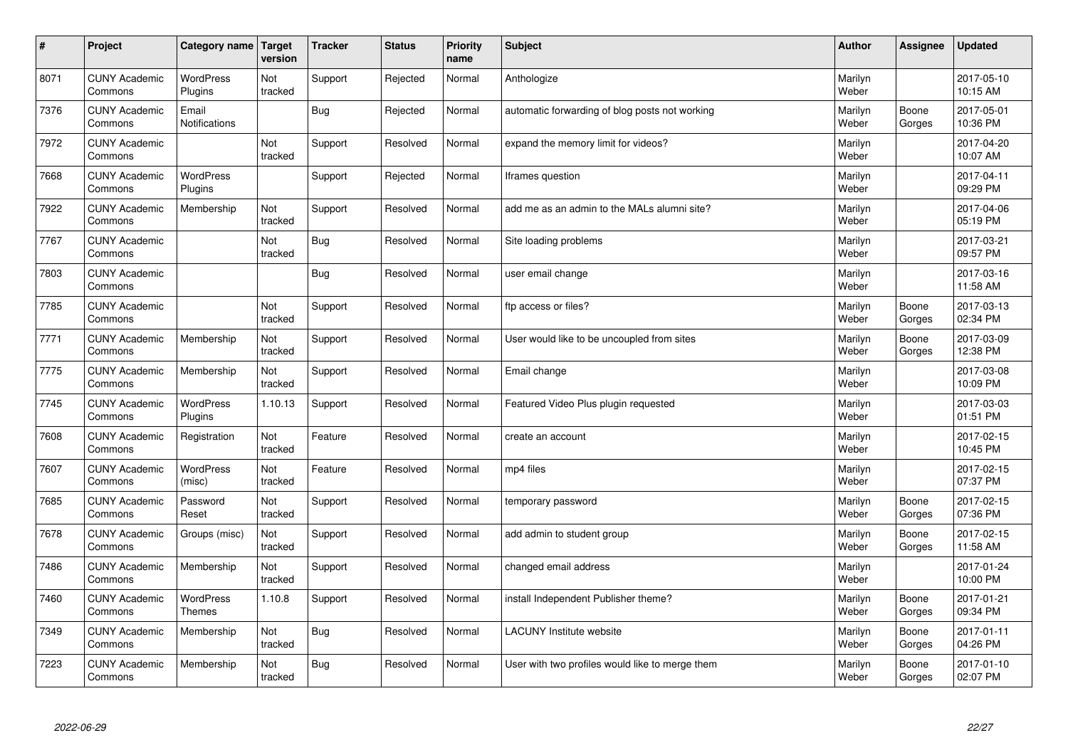| # | Project | Category name | Target version | Tracker | Status | Priority name | Subject | Author | Assignee | Updated |
|---|---|---|---|---|---|---|---|---|---|---|
| 8071 | CUNY Academic Commons | WordPress Plugins | Not tracked | Support | Rejected | Normal | Anthologize | Marilyn Weber | | 2017-05-10 10:15 AM |
| 7376 | CUNY Academic Commons | Email Notifications | | Bug | Rejected | Normal | automatic forwarding of blog posts not working | Marilyn Weber | Boone Gorges | 2017-05-01 10:36 PM |
| 7972 | CUNY Academic Commons | | Not tracked | Support | Resolved | Normal | expand the memory limit for videos? | Marilyn Weber | | 2017-04-20 10:07 AM |
| 7668 | CUNY Academic Commons | WordPress Plugins | | Support | Rejected | Normal | Iframes question | Marilyn Weber | | 2017-04-11 09:29 PM |
| 7922 | CUNY Academic Commons | Membership | Not tracked | Support | Resolved | Normal | add me as an admin to the MALs alumni site? | Marilyn Weber | | 2017-04-06 05:19 PM |
| 7767 | CUNY Academic Commons | | Not tracked | Bug | Resolved | Normal | Site loading problems | Marilyn Weber | | 2017-03-21 09:57 PM |
| 7803 | CUNY Academic Commons | | | Bug | Resolved | Normal | user email change | Marilyn Weber | | 2017-03-16 11:58 AM |
| 7785 | CUNY Academic Commons | | Not tracked | Support | Resolved | Normal | ftp access or files? | Marilyn Weber | Boone Gorges | 2017-03-13 02:34 PM |
| 7771 | CUNY Academic Commons | Membership | Not tracked | Support | Resolved | Normal | User would like to be uncoupled from sites | Marilyn Weber | Boone Gorges | 2017-03-09 12:38 PM |
| 7775 | CUNY Academic Commons | Membership | Not tracked | Support | Resolved | Normal | Email change | Marilyn Weber | | 2017-03-08 10:09 PM |
| 7745 | CUNY Academic Commons | WordPress Plugins | 1.10.13 | Support | Resolved | Normal | Featured Video Plus plugin requested | Marilyn Weber | | 2017-03-03 01:51 PM |
| 7608 | CUNY Academic Commons | Registration | Not tracked | Feature | Resolved | Normal | create an account | Marilyn Weber | | 2017-02-15 10:45 PM |
| 7607 | CUNY Academic Commons | WordPress (misc) | Not tracked | Feature | Resolved | Normal | mp4 files | Marilyn Weber | | 2017-02-15 07:37 PM |
| 7685 | CUNY Academic Commons | Password Reset | Not tracked | Support | Resolved | Normal | temporary password | Marilyn Weber | Boone Gorges | 2017-02-15 07:36 PM |
| 7678 | CUNY Academic Commons | Groups (misc) | Not tracked | Support | Resolved | Normal | add admin to student group | Marilyn Weber | Boone Gorges | 2017-02-15 11:58 AM |
| 7486 | CUNY Academic Commons | Membership | Not tracked | Support | Resolved | Normal | changed email address | Marilyn Weber | | 2017-01-24 10:00 PM |
| 7460 | CUNY Academic Commons | WordPress Themes | 1.10.8 | Support | Resolved | Normal | install Independent Publisher theme? | Marilyn Weber | Boone Gorges | 2017-01-21 09:34 PM |
| 7349 | CUNY Academic Commons | Membership | Not tracked | Bug | Resolved | Normal | LACUNY Institute website | Marilyn Weber | Boone Gorges | 2017-01-11 04:26 PM |
| 7223 | CUNY Academic Commons | Membership | Not tracked | Bug | Resolved | Normal | User with two profiles would like to merge them | Marilyn Weber | Boone Gorges | 2017-01-10 02:07 PM |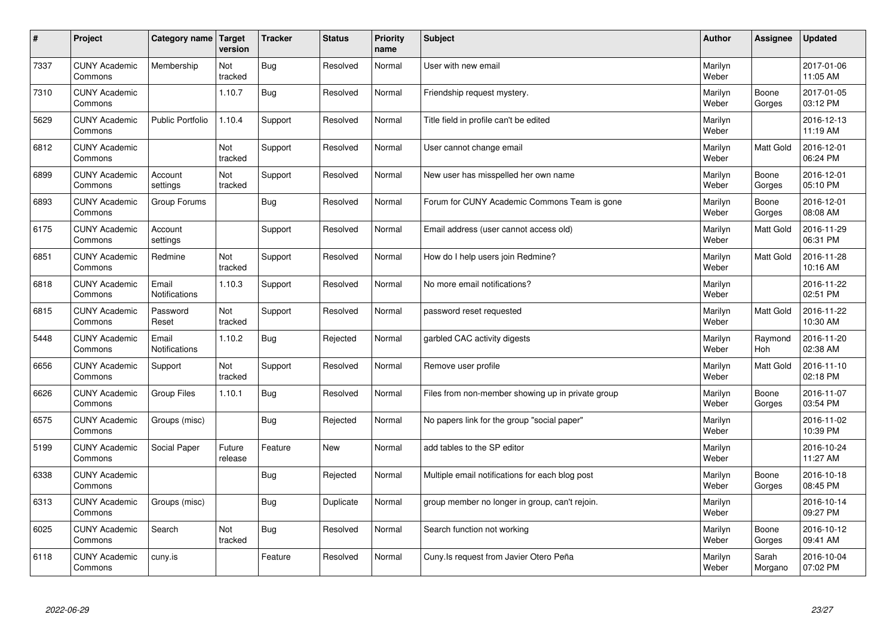| # | Project | Category name | Target version | Tracker | Status | Priority name | Subject | Author | Assignee | Updated |
|---|---|---|---|---|---|---|---|---|---|---|
| 7337 | CUNY Academic Commons | Membership | Not tracked | Bug | Resolved | Normal | User with new email | Marilyn Weber | | 2017-01-06 11:05 AM |
| 7310 | CUNY Academic Commons | | 1.10.7 | Bug | Resolved | Normal | Friendship request mystery. | Marilyn Weber | Boone Gorges | 2017-01-05 03:12 PM |
| 5629 | CUNY Academic Commons | Public Portfolio | 1.10.4 | Support | Resolved | Normal | Title field in profile can't be edited | Marilyn Weber | | 2016-12-13 11:19 AM |
| 6812 | CUNY Academic Commons | | Not tracked | Support | Resolved | Normal | User cannot change email | Marilyn Weber | Matt Gold | 2016-12-01 06:24 PM |
| 6899 | CUNY Academic Commons | Account settings | Not tracked | Support | Resolved | Normal | New user has misspelled her own name | Marilyn Weber | Boone Gorges | 2016-12-01 05:10 PM |
| 6893 | CUNY Academic Commons | Group Forums | | Bug | Resolved | Normal | Forum for CUNY Academic Commons Team is gone | Marilyn Weber | Boone Gorges | 2016-12-01 08:08 AM |
| 6175 | CUNY Academic Commons | Account settings | | Support | Resolved | Normal | Email address (user cannot access old) | Marilyn Weber | Matt Gold | 2016-11-29 06:31 PM |
| 6851 | CUNY Academic Commons | Redmine | Not tracked | Support | Resolved | Normal | How do I help users join Redmine? | Marilyn Weber | Matt Gold | 2016-11-28 10:16 AM |
| 6818 | CUNY Academic Commons | Email Notifications | 1.10.3 | Support | Resolved | Normal | No more email notifications? | Marilyn Weber | | 2016-11-22 02:51 PM |
| 6815 | CUNY Academic Commons | Password Reset | Not tracked | Support | Resolved | Normal | password reset requested | Marilyn Weber | Matt Gold | 2016-11-22 10:30 AM |
| 5448 | CUNY Academic Commons | Email Notifications | 1.10.2 | Bug | Rejected | Normal | garbled CAC activity digests | Marilyn Weber | Raymond Hoh | 2016-11-20 02:38 AM |
| 6656 | CUNY Academic Commons | Support | Not tracked | Support | Resolved | Normal | Remove user profile | Marilyn Weber | Matt Gold | 2016-11-10 02:18 PM |
| 6626 | CUNY Academic Commons | Group Files | 1.10.1 | Bug | Resolved | Normal | Files from non-member showing up in private group | Marilyn Weber | Boone Gorges | 2016-11-07 03:54 PM |
| 6575 | CUNY Academic Commons | Groups (misc) | | Bug | Rejected | Normal | No papers link for the group "social paper" | Marilyn Weber | | 2016-11-02 10:39 PM |
| 5199 | CUNY Academic Commons | Social Paper | Future release | Feature | New | Normal | add tables to the SP editor | Marilyn Weber | | 2016-10-24 11:27 AM |
| 6338 | CUNY Academic Commons | | | Bug | Rejected | Normal | Multiple email notifications for each blog post | Marilyn Weber | Boone Gorges | 2016-10-18 08:45 PM |
| 6313 | CUNY Academic Commons | Groups (misc) | | Bug | Duplicate | Normal | group member no longer in group, can't rejoin. | Marilyn Weber | | 2016-10-14 09:27 PM |
| 6025 | CUNY Academic Commons | Search | Not tracked | Bug | Resolved | Normal | Search function not working | Marilyn Weber | Boone Gorges | 2016-10-12 09:41 AM |
| 6118 | CUNY Academic Commons | cuny.is | | Feature | Resolved | Normal | Cuny.Is request from Javier Otero Peña | Marilyn Weber | Sarah Morgano | 2016-10-04 07:02 PM |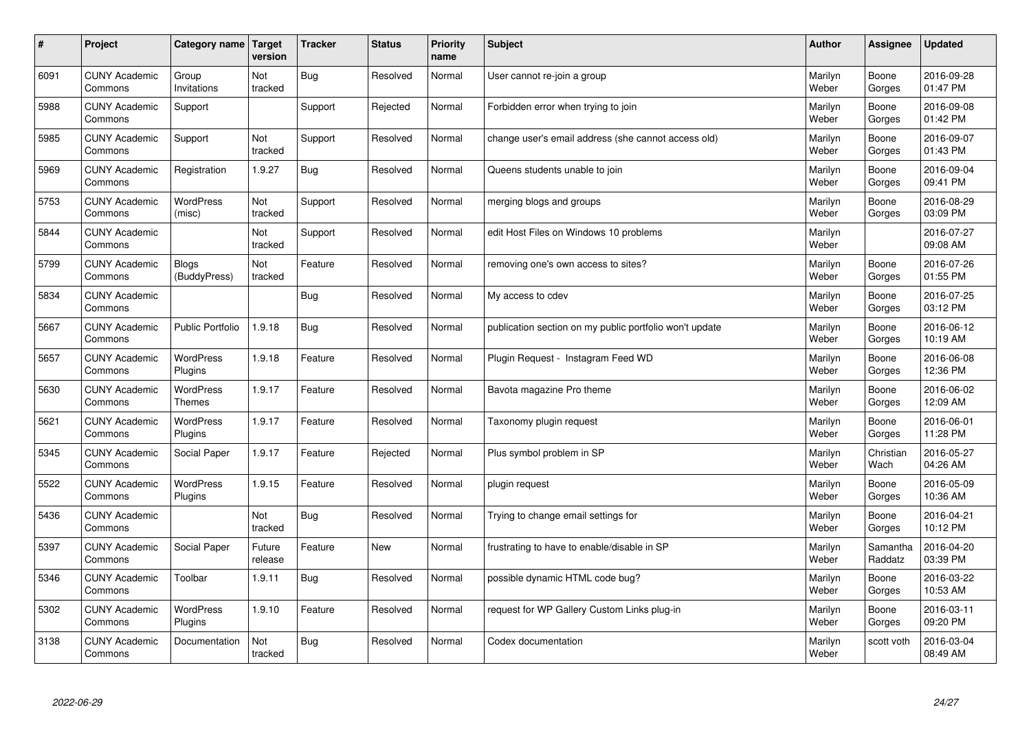| # | Project | Category name | Target version | Tracker | Status | Priority name | Subject | Author | Assignee | Updated |
|---|---|---|---|---|---|---|---|---|---|---|
| 6091 | CUNY Academic Commons | Group Invitations | Not tracked | Bug | Resolved | Normal | User cannot re-join a group | Marilyn Weber | Boone Gorges | 2016-09-28 01:47 PM |
| 5988 | CUNY Academic Commons | Support | | Support | Rejected | Normal | Forbidden error when trying to join | Marilyn Weber | Boone Gorges | 2016-09-08 01:42 PM |
| 5985 | CUNY Academic Commons | Support | Not tracked | Support | Resolved | Normal | change user's email address (she cannot access old) | Marilyn Weber | Boone Gorges | 2016-09-07 01:43 PM |
| 5969 | CUNY Academic Commons | Registration | 1.9.27 | Bug | Resolved | Normal | Queens students unable to join | Marilyn Weber | Boone Gorges | 2016-09-04 09:41 PM |
| 5753 | CUNY Academic Commons | WordPress (misc) | Not tracked | Support | Resolved | Normal | merging blogs and groups | Marilyn Weber | Boone Gorges | 2016-08-29 03:09 PM |
| 5844 | CUNY Academic Commons | | Not tracked | Support | Resolved | Normal | edit Host Files on Windows 10 problems | Marilyn Weber | | 2016-07-27 09:08 AM |
| 5799 | CUNY Academic Commons | Blogs (BuddyPress) | Not tracked | Feature | Resolved | Normal | removing one's own access to sites? | Marilyn Weber | Boone Gorges | 2016-07-26 01:55 PM |
| 5834 | CUNY Academic Commons | | | Bug | Resolved | Normal | My access to cdev | Marilyn Weber | Boone Gorges | 2016-07-25 03:12 PM |
| 5667 | CUNY Academic Commons | Public Portfolio | 1.9.18 | Bug | Resolved | Normal | publication section on my public portfolio won't update | Marilyn Weber | Boone Gorges | 2016-06-12 10:19 AM |
| 5657 | CUNY Academic Commons | WordPress Plugins | 1.9.18 | Feature | Resolved | Normal | Plugin Request - Instagram Feed WD | Marilyn Weber | Boone Gorges | 2016-06-08 12:36 PM |
| 5630 | CUNY Academic Commons | WordPress Themes | 1.9.17 | Feature | Resolved | Normal | Bavota magazine Pro theme | Marilyn Weber | Boone Gorges | 2016-06-02 12:09 AM |
| 5621 | CUNY Academic Commons | WordPress Plugins | 1.9.17 | Feature | Resolved | Normal | Taxonomy plugin request | Marilyn Weber | Boone Gorges | 2016-06-01 11:28 PM |
| 5345 | CUNY Academic Commons | Social Paper | 1.9.17 | Feature | Rejected | Normal | Plus symbol problem in SP | Marilyn Weber | Christian Wach | 2016-05-27 04:26 AM |
| 5522 | CUNY Academic Commons | WordPress Plugins | 1.9.15 | Feature | Resolved | Normal | plugin request | Marilyn Weber | Boone Gorges | 2016-05-09 10:36 AM |
| 5436 | CUNY Academic Commons | | Not tracked | Bug | Resolved | Normal | Trying to change email settings for | Marilyn Weber | Boone Gorges | 2016-04-21 10:12 PM |
| 5397 | CUNY Academic Commons | Social Paper | Future release | Feature | New | Normal | frustrating to have to enable/disable in SP | Marilyn Weber | Samantha Raddatz | 2016-04-20 03:39 PM |
| 5346 | CUNY Academic Commons | Toolbar | 1.9.11 | Bug | Resolved | Normal | possible dynamic HTML code bug? | Marilyn Weber | Boone Gorges | 2016-03-22 10:53 AM |
| 5302 | CUNY Academic Commons | WordPress Plugins | 1.9.10 | Feature | Resolved | Normal | request for WP Gallery Custom Links plug-in | Marilyn Weber | Boone Gorges | 2016-03-11 09:20 PM |
| 3138 | CUNY Academic Commons | Documentation | Not tracked | Bug | Resolved | Normal | Codex documentation | Marilyn Weber | scott voth | 2016-03-04 08:49 AM |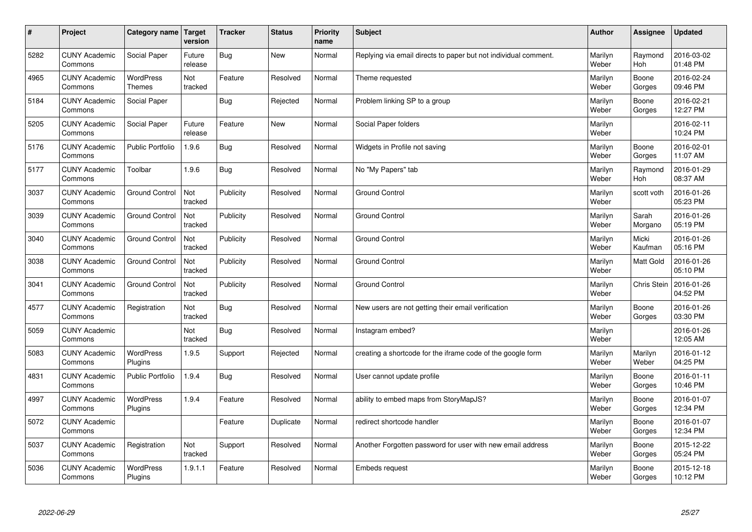| # | Project | Category name | Target version | Tracker | Status | Priority name | Subject | Author | Assignee | Updated |
|---|---|---|---|---|---|---|---|---|---|---|
| 5282 | CUNY Academic Commons | Social Paper | Future release | Bug | New | Normal | Replying via email directs to paper but not individual comment. | Marilyn Weber | Raymond Hoh | 2016-03-02 01:48 PM |
| 4965 | CUNY Academic Commons | WordPress Themes | Not tracked | Feature | Resolved | Normal | Theme requested | Marilyn Weber | Boone Gorges | 2016-02-24 09:46 PM |
| 5184 | CUNY Academic Commons | Social Paper | | Bug | Rejected | Normal | Problem linking SP to a group | Marilyn Weber | Boone Gorges | 2016-02-21 12:27 PM |
| 5205 | CUNY Academic Commons | Social Paper | Future release | Feature | New | Normal | Social Paper folders | Marilyn Weber | | 2016-02-11 10:24 PM |
| 5176 | CUNY Academic Commons | Public Portfolio | 1.9.6 | Bug | Resolved | Normal | Widgets in Profile not saving | Marilyn Weber | Boone Gorges | 2016-02-01 11:07 AM |
| 5177 | CUNY Academic Commons | Toolbar | 1.9.6 | Bug | Resolved | Normal | No "My Papers" tab | Marilyn Weber | Raymond Hoh | 2016-01-29 08:37 AM |
| 3037 | CUNY Academic Commons | Ground Control | Not tracked | Publicity | Resolved | Normal | Ground Control | Marilyn Weber | scott voth | 2016-01-26 05:23 PM |
| 3039 | CUNY Academic Commons | Ground Control | Not tracked | Publicity | Resolved | Normal | Ground Control | Marilyn Weber | Sarah Morgano | 2016-01-26 05:19 PM |
| 3040 | CUNY Academic Commons | Ground Control | Not tracked | Publicity | Resolved | Normal | Ground Control | Marilyn Weber | Micki Kaufman | 2016-01-26 05:16 PM |
| 3038 | CUNY Academic Commons | Ground Control | Not tracked | Publicity | Resolved | Normal | Ground Control | Marilyn Weber | Matt Gold | 2016-01-26 05:10 PM |
| 3041 | CUNY Academic Commons | Ground Control | Not tracked | Publicity | Resolved | Normal | Ground Control | Marilyn Weber | Chris Stein | 2016-01-26 04:52 PM |
| 4577 | CUNY Academic Commons | Registration | Not tracked | Bug | Resolved | Normal | New users are not getting their email verification | Marilyn Weber | Boone Gorges | 2016-01-26 03:30 PM |
| 5059 | CUNY Academic Commons | | Not tracked | Bug | Resolved | Normal | Instagram embed? | Marilyn Weber | | 2016-01-26 12:05 AM |
| 5083 | CUNY Academic Commons | WordPress Plugins | 1.9.5 | Support | Rejected | Normal | creating a shortcode for the iframe code of the google form | Marilyn Weber | Marilyn Weber | 2016-01-12 04:25 PM |
| 4831 | CUNY Academic Commons | Public Portfolio | 1.9.4 | Bug | Resolved | Normal | User cannot update profile | Marilyn Weber | Boone Gorges | 2016-01-11 10:46 PM |
| 4997 | CUNY Academic Commons | WordPress Plugins | 1.9.4 | Feature | Resolved | Normal | ability to embed maps from StoryMapJS? | Marilyn Weber | Boone Gorges | 2016-01-07 12:34 PM |
| 5072 | CUNY Academic Commons | | | Feature | Duplicate | Normal | redirect shortcode handler | Marilyn Weber | Boone Gorges | 2016-01-07 12:34 PM |
| 5037 | CUNY Academic Commons | Registration | Not tracked | Support | Resolved | Normal | Another Forgotten password for user with new email address | Marilyn Weber | Boone Gorges | 2015-12-22 05:24 PM |
| 5036 | CUNY Academic Commons | WordPress Plugins | 1.9.1.1 | Feature | Resolved | Normal | Embeds request | Marilyn Weber | Boone Gorges | 2015-12-18 10:12 PM |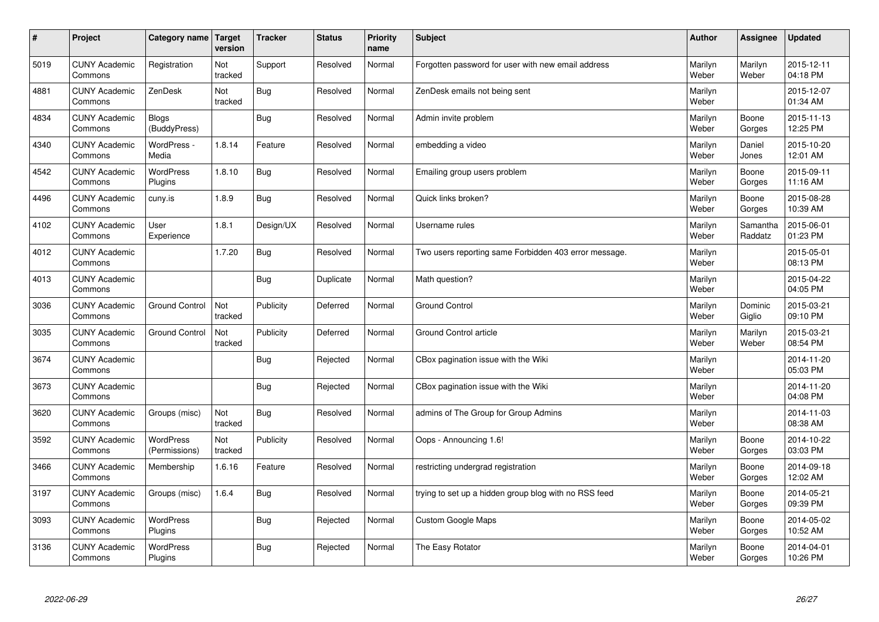| # | Project | Category name | Target version | Tracker | Status | Priority name | Subject | Author | Assignee | Updated |
|---|---|---|---|---|---|---|---|---|---|---|
| 5019 | CUNY Academic Commons | Registration | Not tracked | Support | Resolved | Normal | Forgotten password for user with new email address | Marilyn Weber | Marilyn Weber | 2015-12-11 04:18 PM |
| 4881 | CUNY Academic Commons | ZenDesk | Not tracked | Bug | Resolved | Normal | ZenDesk emails not being sent | Marilyn Weber | | 2015-12-07 01:34 AM |
| 4834 | CUNY Academic Commons | Blogs (BuddyPress) | | Bug | Resolved | Normal | Admin invite problem | Marilyn Weber | Boone Gorges | 2015-11-13 12:25 PM |
| 4340 | CUNY Academic Commons | WordPress - Media | 1.8.14 | Feature | Resolved | Normal | embedding a video | Marilyn Weber | Daniel Jones | 2015-10-20 12:01 AM |
| 4542 | CUNY Academic Commons | WordPress Plugins | 1.8.10 | Bug | Resolved | Normal | Emailing group users problem | Marilyn Weber | Boone Gorges | 2015-09-11 11:16 AM |
| 4496 | CUNY Academic Commons | cuny.is | 1.8.9 | Bug | Resolved | Normal | Quick links broken? | Marilyn Weber | Boone Gorges | 2015-08-28 10:39 AM |
| 4102 | CUNY Academic Commons | User Experience | 1.8.1 | Design/UX | Resolved | Normal | Username rules | Marilyn Weber | Samantha Raddatz | 2015-06-01 01:23 PM |
| 4012 | CUNY Academic Commons | | 1.7.20 | Bug | Resolved | Normal | Two users reporting same Forbidden 403 error message. | Marilyn Weber | | 2015-05-01 08:13 PM |
| 4013 | CUNY Academic Commons | | | Bug | Duplicate | Normal | Math question? | Marilyn Weber | | 2015-04-22 04:05 PM |
| 3036 | CUNY Academic Commons | Ground Control | Not tracked | Publicity | Deferred | Normal | Ground Control | Marilyn Weber | Dominic Giglio | 2015-03-21 09:10 PM |
| 3035 | CUNY Academic Commons | Ground Control | Not tracked | Publicity | Deferred | Normal | Ground Control article | Marilyn Weber | Marilyn Weber | 2015-03-21 08:54 PM |
| 3674 | CUNY Academic Commons | | | Bug | Rejected | Normal | CBox pagination issue with the Wiki | Marilyn Weber | | 2014-11-20 05:03 PM |
| 3673 | CUNY Academic Commons | | | Bug | Rejected | Normal | CBox pagination issue with the Wiki | Marilyn Weber | | 2014-11-20 04:08 PM |
| 3620 | CUNY Academic Commons | Groups (misc) | Not tracked | Bug | Resolved | Normal | admins of The Group for Group Admins | Marilyn Weber | | 2014-11-03 08:38 AM |
| 3592 | CUNY Academic Commons | WordPress (Permissions) | Not tracked | Publicity | Resolved | Normal | Oops - Announcing 1.6! | Marilyn Weber | Boone Gorges | 2014-10-22 03:03 PM |
| 3466 | CUNY Academic Commons | Membership | 1.6.16 | Feature | Resolved | Normal | restricting undergrad registration | Marilyn Weber | Boone Gorges | 2014-09-18 12:02 AM |
| 3197 | CUNY Academic Commons | Groups (misc) | 1.6.4 | Bug | Resolved | Normal | trying to set up a hidden group blog with no RSS feed | Marilyn Weber | Boone Gorges | 2014-05-21 09:39 PM |
| 3093 | CUNY Academic Commons | WordPress Plugins | | Bug | Rejected | Normal | Custom Google Maps | Marilyn Weber | Boone Gorges | 2014-05-02 10:52 AM |
| 3136 | CUNY Academic Commons | WordPress Plugins | | Bug | Rejected | Normal | The Easy Rotator | Marilyn Weber | Boone Gorges | 2014-04-01 10:26 PM |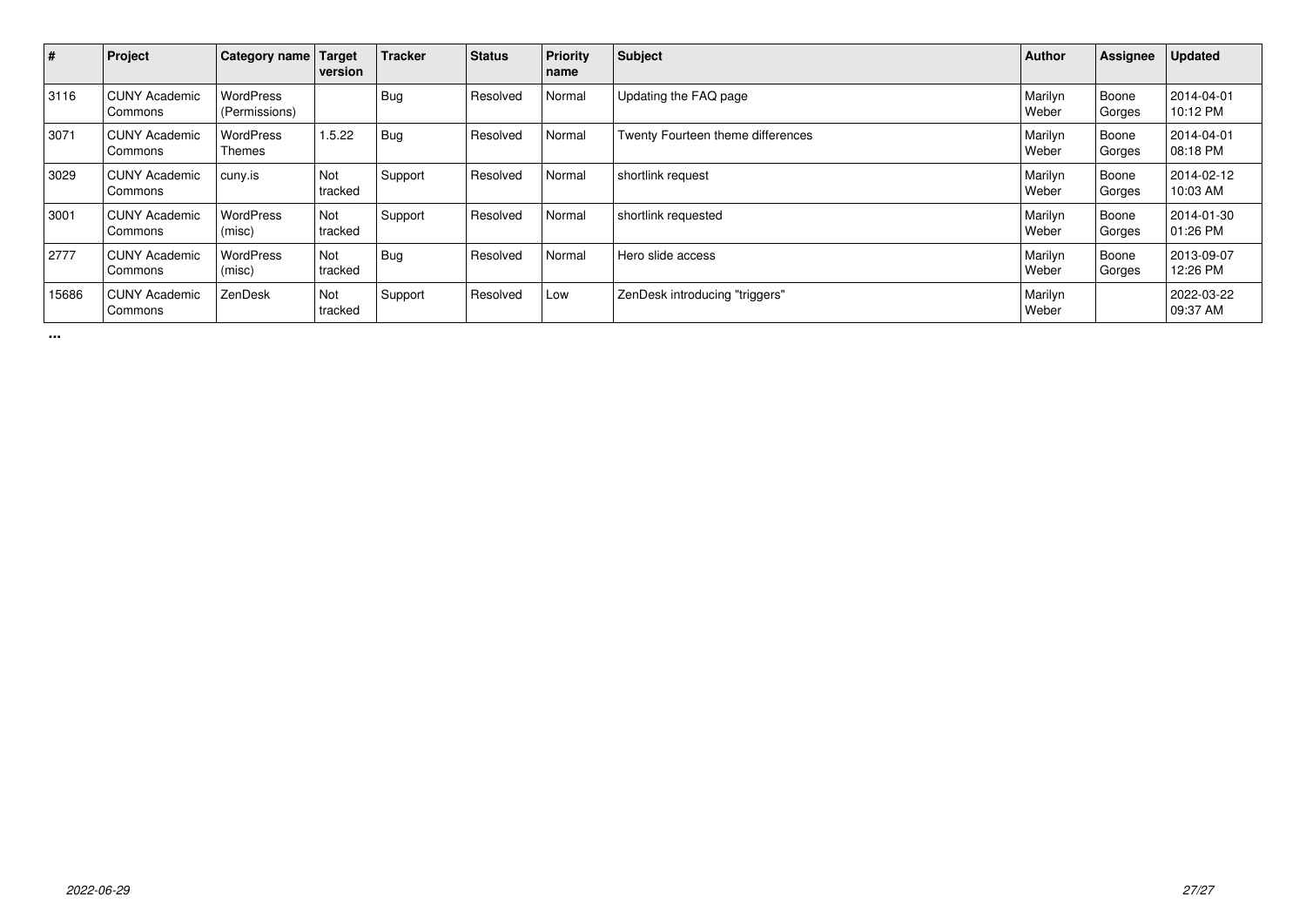| # | Project | Category name | Target version | Tracker | Status | Priority name | Subject | Author | Assignee | Updated |
|---|---|---|---|---|---|---|---|---|---|---|
| 3116 | CUNY Academic Commons | WordPress (Permissions) | | Bug | Resolved | Normal | Updating the FAQ page | Marilyn Weber | Boone Gorges | 2014-04-01 10:12 PM |
| 3071 | CUNY Academic Commons | WordPress Themes | 1.5.22 | Bug | Resolved | Normal | Twenty Fourteen theme differences | Marilyn Weber | Boone Gorges | 2014-04-01 08:18 PM |
| 3029 | CUNY Academic Commons | cuny.is | Not tracked | Support | Resolved | Normal | shortlink request | Marilyn Weber | Boone Gorges | 2014-02-12 10:03 AM |
| 3001 | CUNY Academic Commons | WordPress (misc) | Not tracked | Support | Resolved | Normal | shortlink requested | Marilyn Weber | Boone Gorges | 2014-01-30 01:26 PM |
| 2777 | CUNY Academic Commons | WordPress (misc) | Not tracked | Bug | Resolved | Normal | Hero slide access | Marilyn Weber | Boone Gorges | 2013-09-07 12:26 PM |
| 15686 | CUNY Academic Commons | ZenDesk | Not tracked | Support | Resolved | Low | ZenDesk introducing "triggers" | Marilyn Weber | | 2022-03-22 09:37 AM |

...